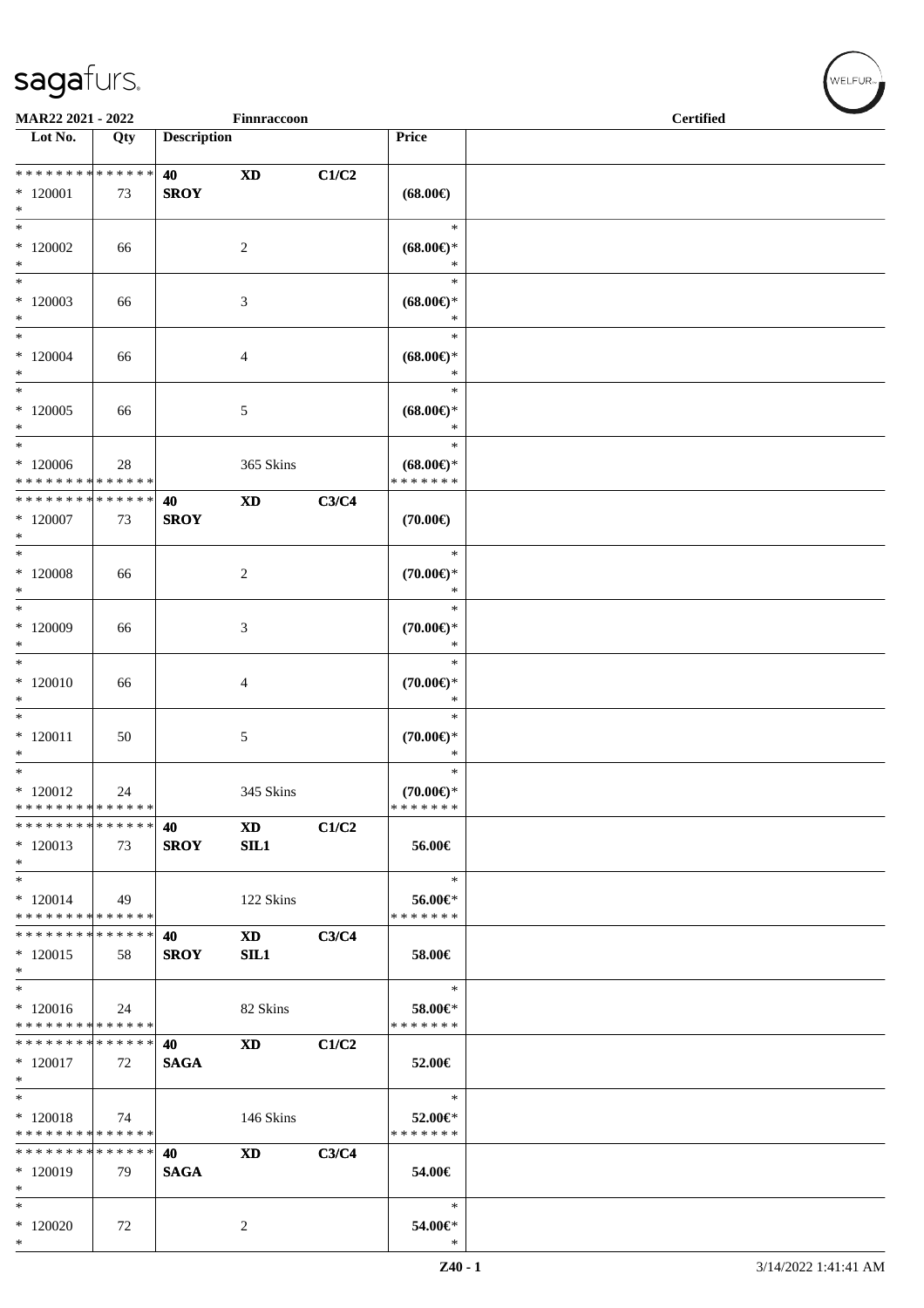| Lot No. | Qty | Description | | | Price | |
|---|---|---|---|---|---|---|
| * * * * * * * * * * * * * * | | 40 | XD | C1/C2 | | |
| * 120001 | 73 | SROY | | | (68.00€) | |
| * | | | | | | |
| * | | | | | * | |
| * 120002 | 66 | | 2 | | (68.00€)* | |
| * | | | | | * | |
| * | | | | | * | |
| * 120003 | 66 | | 3 | | (68.00€)* | |
| * | | | | | * | |
| * | | | | | * | |
| * 120004 | 66 | | 4 | | (68.00€)* | |
| * | | | | | * | |
| * | | | | | * | |
| * 120005 | 66 | | 5 | | (68.00€)* | |
| * | | | | | * | |
| * | | | | | * | |
| * 120006 | 28 | | 365 Skins | | (68.00€)* | |
| * * * * * * * * * * * * * * | | | | | * * * * * * * | |
| * * * * * * * * * * * * * * | | 40 | XD | C3/C4 | | |
| * 120007 | 73 | SROY | | | (70.00€) | |
| * | | | | | | |
| * | | | | | * | |
| * 120008 | 66 | | 2 | | (70.00€)* | |
| * | | | | | * | |
| * | | | | | * | |
| * 120009 | 66 | | 3 | | (70.00€)* | |
| * | | | | | * | |
| * | | | | | * | |
| * 120010 | 66 | | 4 | | (70.00€)* | |
| * | | | | | * | |
| * | | | | | * | |
| * 120011 | 50 | | 5 | | (70.00€)* | |
| * | | | | | * | |
| * | | | | | * | |
| * 120012 | 24 | | 345 Skins | | (70.00€)* | |
| * * * * * * * * * * * * * * | | | | | * * * * * * * | |
| * * * * * * * * * * * * * * | | 40 | XD | C1/C2 | | |
| * 120013 | 73 | SROY | SIL1 | | 56.00€ | |
| * | | | | | | |
| * | | | | | * | |
| * 120014 | 49 | | 122 Skins | | 56.00€* | |
| * * * * * * * * * * * * * * | | | | | * * * * * * * | |
| * * * * * * * * * * * * * * | | 40 | XD | C3/C4 | | |
| * 120015 | 58 | SROY | SIL1 | | 58.00€ | |
| * | | | | | | |
| * | | | | | * | |
| * 120016 | 24 | | 82 Skins | | 58.00€* | |
| * * * * * * * * * * * * * * | | | | | * * * * * * * | |
| * * * * * * * * * * * * * * | | 40 | XD | C1/C2 | | |
| * 120017 | 72 | SAGA | | | 52.00€ | |
| * | | | | | | |
| * | | | | | * | |
| * 120018 | 74 | | 146 Skins | | 52.00€* | |
| * * * * * * * * * * * * * * | | | | | * * * * * * * | |
| * * * * * * * * * * * * * * | | 40 | XD | C3/C4 | | |
| * 120019 | 79 | SAGA | | | 54.00€ | |
| * | | | | | | |
| * | | | | | * | |
| * 120020 | 72 | | 2 | | 54.00€* | |
| * | | | | | * | |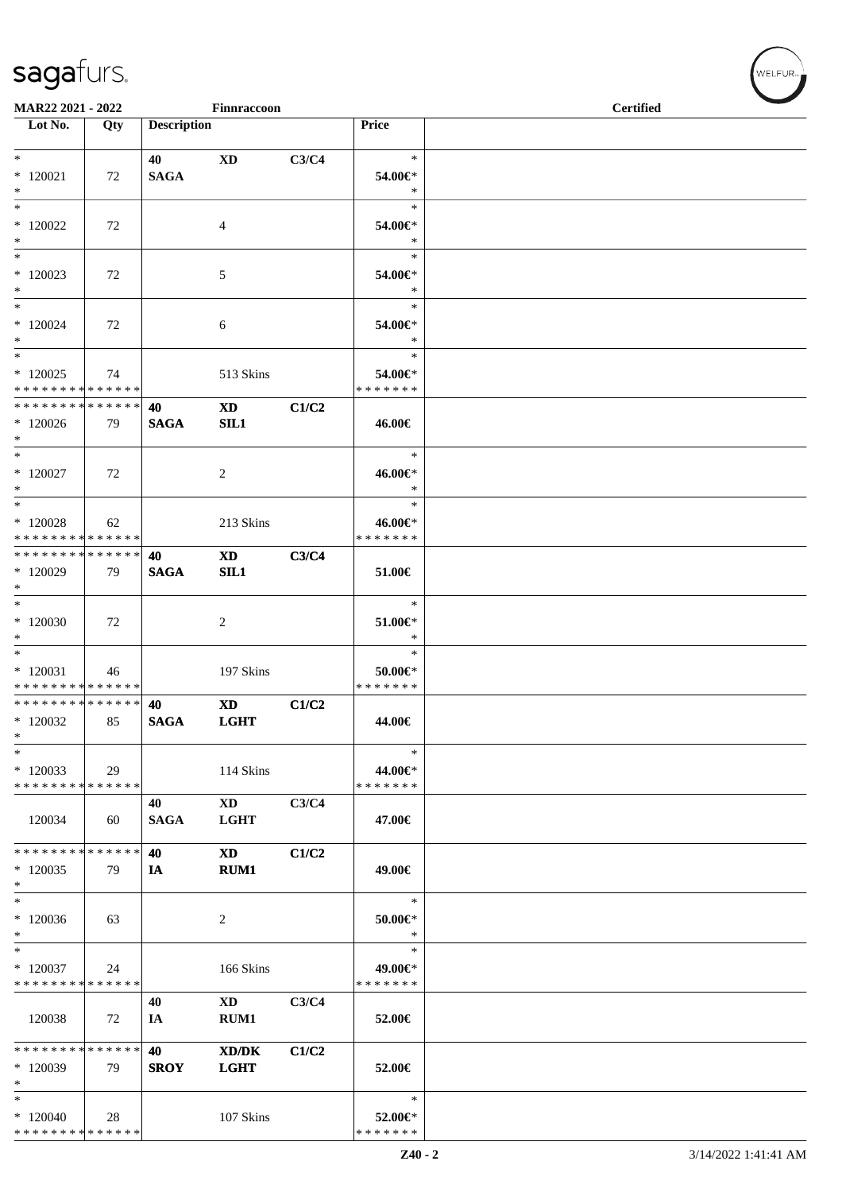MAR22 2021 - 2022 Finnraccoon Certified

| Lot No. | Qty | Description | | | Price | |
|---|---|---|---|---|---|---|
| * 120021 * | 72 | 40 SAGA | XD | C3/C4 | * 54.00€* * | |
| * 120022 * | 72 | | 4 | | * 54.00€* * | |
| * 120023 * | 72 | | 5 | | * 54.00€* * | |
| * 120024 * | 72 | | 6 | | * 54.00€* * | |
| * 120025 * * * * * * * * * * * * * * | 74 | | 513 Skins | | * 54.00€* * * * * * * * | |
| * * * * * * * * * * * * * * * 120026 * | 79 | 40 SAGA | XD SIL1 | C1/C2 | 46.00€ | |
| * 120027 * | 72 | | 2 | | * 46.00€* * | |
| * 120028 * * * * * * * * * * * * * * | 62 | | 213 Skins | | * 46.00€* * * * * * * * | |
| * * * * * * * * * * * * * * * 120029 * | 79 | 40 SAGA | XD SIL1 | C3/C4 | 51.00€ | |
| * 120030 * | 72 | | 2 | | * 51.00€* * | |
| * 120031 * * * * * * * * * * * * * * | 46 | | 197 Skins | | * 50.00€* * * * * * * * | |
| * * * * * * * * * * * * * * * 120032 * | 85 | 40 SAGA | XD LGHT | C1/C2 | 44.00€ | |
| * 120033 * * * * * * * * * * * * * * | 29 | | 114 Skins | | * 44.00€* * * * * * * * | |
| 120034 | 60 | 40 SAGA | XD LGHT | C3/C4 | 47.00€ | |
| * * * * * * * * * * * * * * * 120035 * | 79 | 40 IA | XD RUM1 | C1/C2 | 49.00€ | |
| * 120036 * | 63 | | 2 | | * 50.00€* * | |
| * 120037 * * * * * * * * * * * * * * | 24 | | 166 Skins | | * 49.00€* * * * * * * * | |
| 120038 | 72 | 40 IA | XD RUM1 | C3/C4 | 52.00€ | |
| * * * * * * * * * * * * * * * 120039 * | 79 | 40 SROY | XD/DK LGHT | C1/C2 | 52.00€ | |
| * 120040 * * * * * * * * * * * * * * | 28 | | 107 Skins | | * 52.00€* * * * * * * * | |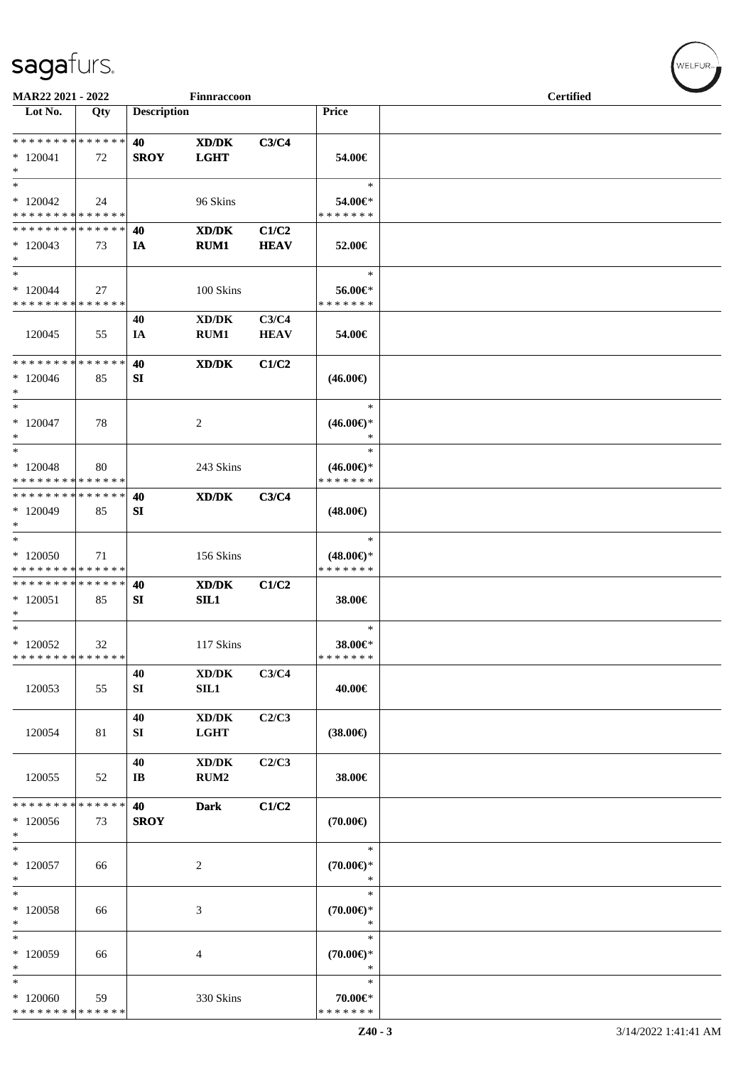MAR22 2021 - 2022 Finnraccoon Certified

| Lot No. | Qty | Description | | | Price | |
|---|---|---|---|---|---|---|
| * * * * * * * * * * * * * * | 40 | XD/DK | C3/C4 | | | |
| * 120041 | 72 | SROY | LGHT | | 54.00€ | |
| * | | | | | | |
| * | | | | | * | |
| * 120042 | 24 | | 96 Skins | | 54.00€* | |
| * * * * * * * * * * * * * * | | | | | * * * * * * * | |
| * * * * * * * * * * * * * * | | 40 | XD/DK | C1/C2 | | |
| * 120043 | 73 | IA | RUM1 | HEAV | 52.00€ | |
| * | | | | | | |
| * | | | | | * | |
| * 120044 | 27 | | 100 Skins | | 56.00€* | |
| * * * * * * * * * * * * * * | | | | | * * * * * * * | |
| | | 40 | XD/DK | C3/C4 | | |
| 120045 | 55 | IA | RUM1 | HEAV | 54.00€ | |
| * * * * * * * * * * * * * * | | 40 | XD/DK | C1/C2 | | |
| * 120046 | 85 | SI | | | (46.00€) | |
| * | | | | | | |
| * | | | | | * | |
| * 120047 | 78 | | 2 | | (46.00€)* | |
| * | | | | | * | |
| * | | | | | * | |
| * 120048 | 80 | | 243 Skins | | (46.00€)* | |
| * * * * * * * * * * * * * * | | | | | * * * * * * * | |
| * * * * * * * * * * * * * * | | 40 | XD/DK | C3/C4 | | |
| * 120049 | 85 | SI | | | (48.00€) | |
| * | | | | | | |
| * | | | | | * | |
| * 120050 | 71 | | 156 Skins | | (48.00€)* | |
| * * * * * * * * * * * * * * | | | | | * * * * * * * | |
| * * * * * * * * * * * * * * | | 40 | XD/DK | C1/C2 | | |
| * 120051 | 85 | SI | SIL1 | | 38.00€ | |
| * | | | | | | |
| * | | | | | * | |
| * 120052 | 32 | | 117 Skins | | 38.00€* | |
| * * * * * * * * * * * * * * | | | | | * * * * * * * | |
| | | 40 | XD/DK | C3/C4 | | |
| 120053 | 55 | SI | SIL1 | | 40.00€ | |
| | | 40 | XD/DK | C2/C3 | | |
| 120054 | 81 | SI | LGHT | | (38.00€) | |
| | | 40 | XD/DK | C2/C3 | | |
| 120055 | 52 | IB | RUM2 | | 38.00€ | |
| * * * * * * * * * * * * * * | | 40 | Dark | C1/C2 | | |
| * 120056 | 73 | SROY | | | (70.00€) | |
| * | | | | | | |
| * | | | | | * | |
| * 120057 | 66 | | 2 | | (70.00€)* | |
| * | | | | | * | |
| * | | | | | * | |
| * 120058 | 66 | | 3 | | (70.00€)* | |
| * | | | | | * | |
| * | | | | | * | |
| * 120059 | 66 | | 4 | | (70.00€)* | |
| * | | | | | * | |
| * | | | | | * | |
| * 120060 | 59 | | 330 Skins | | 70.00€* | |
| * * * * * * * * * * * * * * | | | | | * * * * * * * | |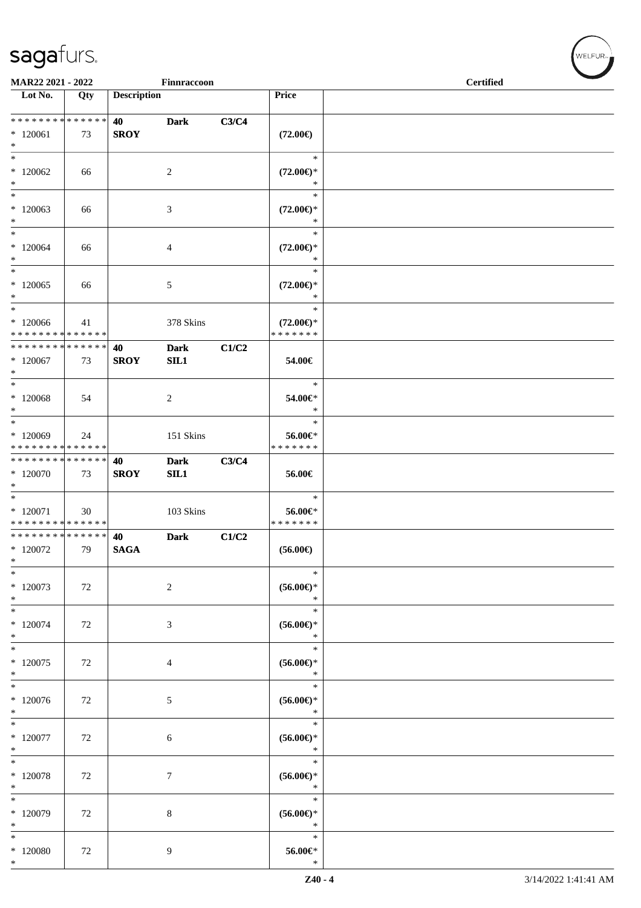| Lot No. | Qty | Description | | | Price | |
|---|---|---|---|---|---|---|
| * * * * * * * * * * * * * * | | 40 | Dark | C3/C4 | | |
| * 120061 | 73 | SROY | | | (72.00€) | |
| * | | | | | | |
| * 120062 | 66 | | 2 | | (72.00€)* | |
| * 120063 | 66 | | 3 | | (72.00€)* | |
| * 120064 | 66 | | 4 | | (72.00€)* | |
| * 120065 | 66 | | 5 | | (72.00€)* | |
| * 120066 | 41 | | 378 Skins | | (72.00€)* | |
| * * * * * * * * * * * * * * | | 40 | Dark | C1/C2 | | |
| * 120067 | 73 | SROY | SIL1 | | 54.00€ | |
| * 120068 | 54 | | 2 | | 54.00€* | |
| * 120069 | 24 | | 151 Skins | | 56.00€* | |
| * * * * * * * * * * * * * * | | 40 | Dark | C3/C4 | | |
| * 120070 | 73 | SROY | SIL1 | | 56.00€ | |
| * 120071 | 30 | | 103 Skins | | 56.00€* | |
| * * * * * * * * * * * * * * | | 40 | Dark | C1/C2 | | |
| * 120072 | 79 | SAGA | | | (56.00€) | |
| * 120073 | 72 | | 2 | | (56.00€)* | |
| * 120074 | 72 | | 3 | | (56.00€)* | |
| * 120075 | 72 | | 4 | | (56.00€)* | |
| * 120076 | 72 | | 5 | | (56.00€)* | |
| * 120077 | 72 | | 6 | | (56.00€)* | |
| * 120078 | 72 | | 7 | | (56.00€)* | |
| * 120079 | 72 | | 8 | | (56.00€)* | |
| * 120080 | 72 | | 9 | | 56.00€* | |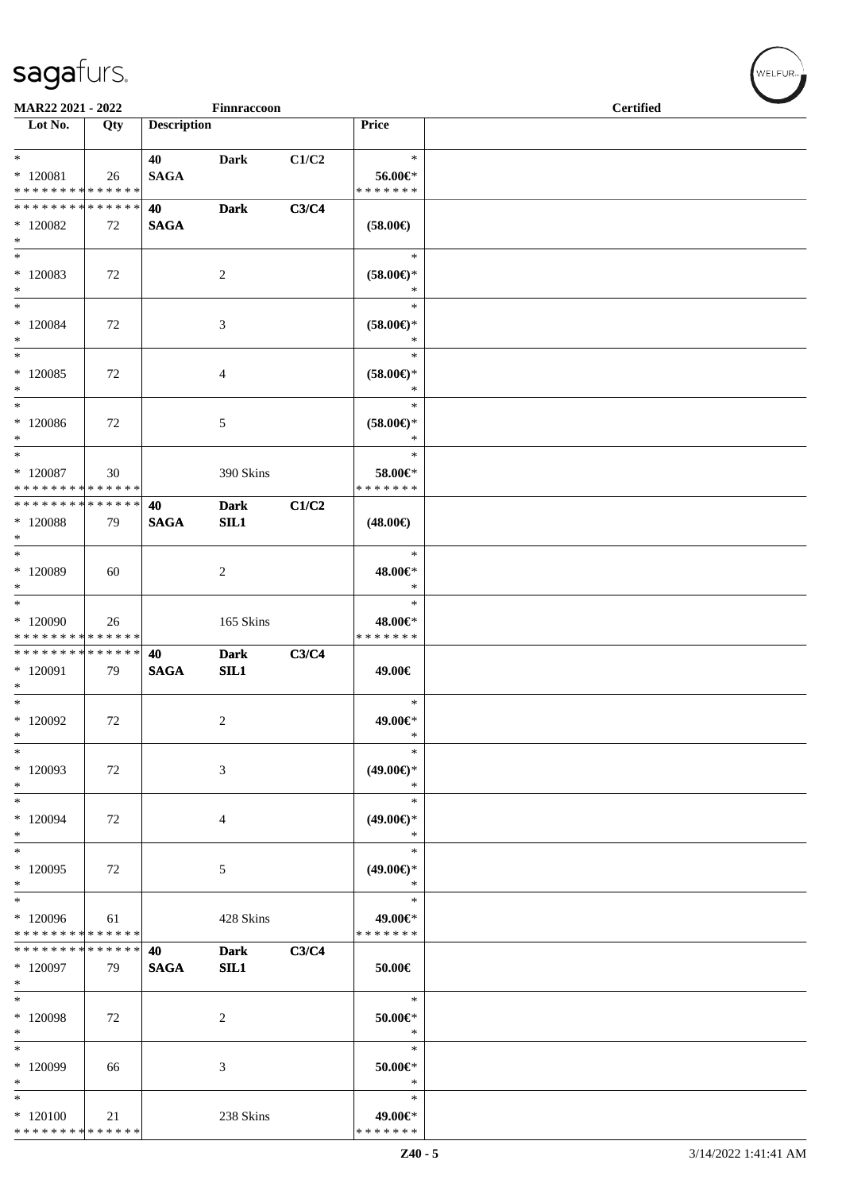| Lot No. | Qty | Description | | | Price |
|---|---|---|---|---|---|
| * | | 40 | Dark | C1/C2 | * |
| * 120081 | 26 | SAGA | | | 56.00€* |
| * * * * * * * * * * * * * * | | | | | * * * * * * * |
| * * * * * * * * * * * * * * | | 40 | Dark | C3/C4 | |
| * 120082 | 72 | SAGA | | | (58.00€) |
| * | | | | | |
| * | | | | | * |
| * 120083 | 72 | | 2 | | (58.00€)* |
| * | | | | | * |
| * | | | | | * |
| * 120084 | 72 | | 3 | | (58.00€)* |
| * | | | | | * |
| * | | | | | * |
| * 120085 | 72 | | 4 | | (58.00€)* |
| * | | | | | * |
| * | | | | | * |
| * 120086 | 72 | | 5 | | (58.00€)* |
| * | | | | | * |
| * | | | | | * |
| * 120087 | 30 | | 390 Skins | | 58.00€* |
| * * * * * * * * * * * * * * | | | | | * * * * * * * |
| * * * * * * * * * * * * * * | | 40 | Dark | C1/C2 | |
| * 120088 | 79 | SAGA | SIL1 | | (48.00€) |
| * | | | | | |
| * | | | | | * |
| * 120089 | 60 | | 2 | | 48.00€* |
| * | | | | | * |
| * | | | | | * |
| * 120090 | 26 | | 165 Skins | | 48.00€* |
| * * * * * * * * * * * * * * | | | | | * * * * * * * |
| * * * * * * * * * * * * * * | | 40 | Dark | C3/C4 | |
| * 120091 | 79 | SAGA | SIL1 | | 49.00€ |
| * | | | | | |
| * | | | | | * |
| * 120092 | 72 | | 2 | | 49.00€* |
| * | | | | | * |
| * | | | | | * |
| * 120093 | 72 | | 3 | | (49.00€)* |
| * | | | | | * |
| * | | | | | * |
| * 120094 | 72 | | 4 | | (49.00€)* |
| * | | | | | * |
| * | | | | | * |
| * 120095 | 72 | | 5 | | (49.00€)* |
| * | | | | | * |
| * | | | | | * |
| * 120096 | 61 | | 428 Skins | | 49.00€* |
| * * * * * * * * * * * * * * | | | | | * * * * * * * |
| * * * * * * * * * * * * * * | | 40 | Dark | C3/C4 | |
| * 120097 | 79 | SAGA | SIL1 | | 50.00€ |
| * | | | | | |
| * | | | | | * |
| * 120098 | 72 | | 2 | | 50.00€* |
| * | | | | | * |
| * | | | | | * |
| * 120099 | 66 | | 3 | | 50.00€* |
| * | | | | | * |
| * | | | | | * |
| * 120100 | 21 | | 238 Skins | | 49.00€* |
| * * * * * * * * * * * * * * | | | | | * * * * * * * |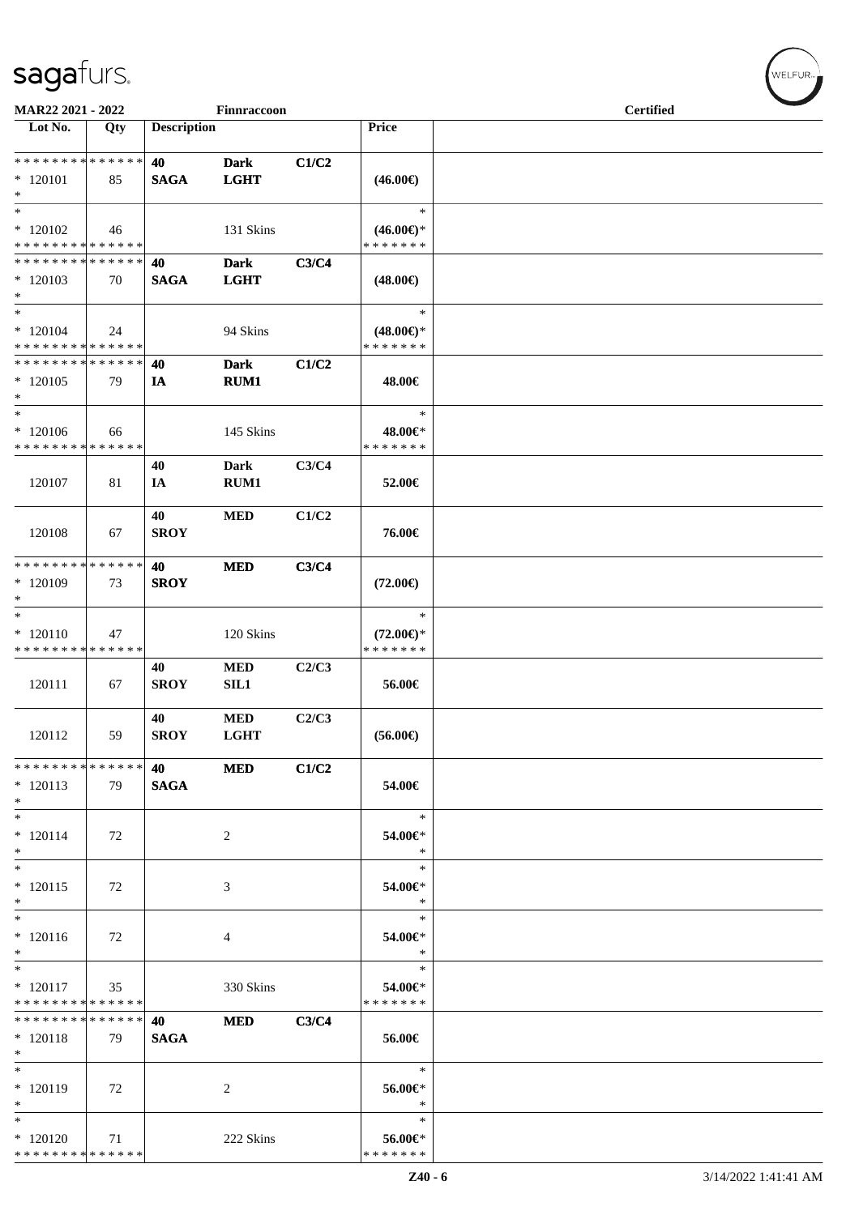MAR22 2021 - 2022 — Finnraccoon — Certified

| Lot No. | Qty | Description | | | Price |
|---|---|---|---|---|---|
| * * * * * * * * * * * * * * | | 40 | Dark | C1/C2 | |
| * 120101 | 85 | SAGA | LGHT | | (46.00€) |
| * | | | | | |
| * | | | | | * |
| * 120102 | 46 | | 131 Skins | | (46.00€)* |
| * * * * * * * * * * * * * * | | | | | * * * * * * * |
| * * * * * * * * * * * * * * | | 40 | Dark | C3/C4 | |
| * 120103 | 70 | SAGA | LGHT | | (48.00€) |
| * | | | | | |
| * | | | | | * |
| * 120104 | 24 | | 94 Skins | | (48.00€)* |
| * * * * * * * * * * * * * * | | | | | * * * * * * * |
| * * * * * * * * * * * * * * | | 40 | Dark | C1/C2 | |
| * 120105 | 79 | IA | RUM1 | | 48.00€ |
| * | | | | | |
| * | | | | | * |
| * 120106 | 66 | | 145 Skins | | 48.00€* |
| * * * * * * * * * * * * * * | | | | | * * * * * * * |
| | | 40 | Dark | C3/C4 | |
| 120107 | 81 | IA | RUM1 | | 52.00€ |
| | | 40 | MED | C1/C2 | |
| 120108 | 67 | SROY | | | 76.00€ |
| * * * * * * * * * * * * * * | | 40 | MED | C3/C4 | |
| * 120109 | 73 | SROY | | | (72.00€) |
| * | | | | | |
| * | | | | | * |
| * 120110 | 47 | | 120 Skins | | (72.00€)* |
| * * * * * * * * * * * * * * | | | | | * * * * * * * |
| | | 40 | MED | C2/C3 | |
| 120111 | 67 | SROY | SIL1 | | 56.00€ |
| | | 40 | MED | C2/C3 | |
| 120112 | 59 | SROY | LGHT | | (56.00€) |
| * * * * * * * * * * * * * * | | 40 | MED | C1/C2 | |
| * 120113 | 79 | SAGA | | | 54.00€ |
| * | | | | | |
| * | | | | | * |
| * 120114 | 72 | | 2 | | 54.00€* |
| * | | | | | * |
| * | | | | | * |
| * 120115 | 72 | | 3 | | 54.00€* |
| * | | | | | * |
| * | | | | | * |
| * 120116 | 72 | | 4 | | 54.00€* |
| * | | | | | * |
| * | | | | | * |
| * 120117 | 35 | | 330 Skins | | 54.00€* |
| * * * * * * * * * * * * * * | | | | | * * * * * * * |
| * * * * * * * * * * * * * * | | 40 | MED | C3/C4 | |
| * 120118 | 79 | SAGA | | | 56.00€ |
| * | | | | | |
| * | | | | | * |
| * 120119 | 72 | | 2 | | 56.00€* |
| * | | | | | * |
| * | | | | | * |
| * 120120 | 71 | | 222 Skins | | 56.00€* |
| * * * * * * * * * * * * * * | | | | | * * * * * * * |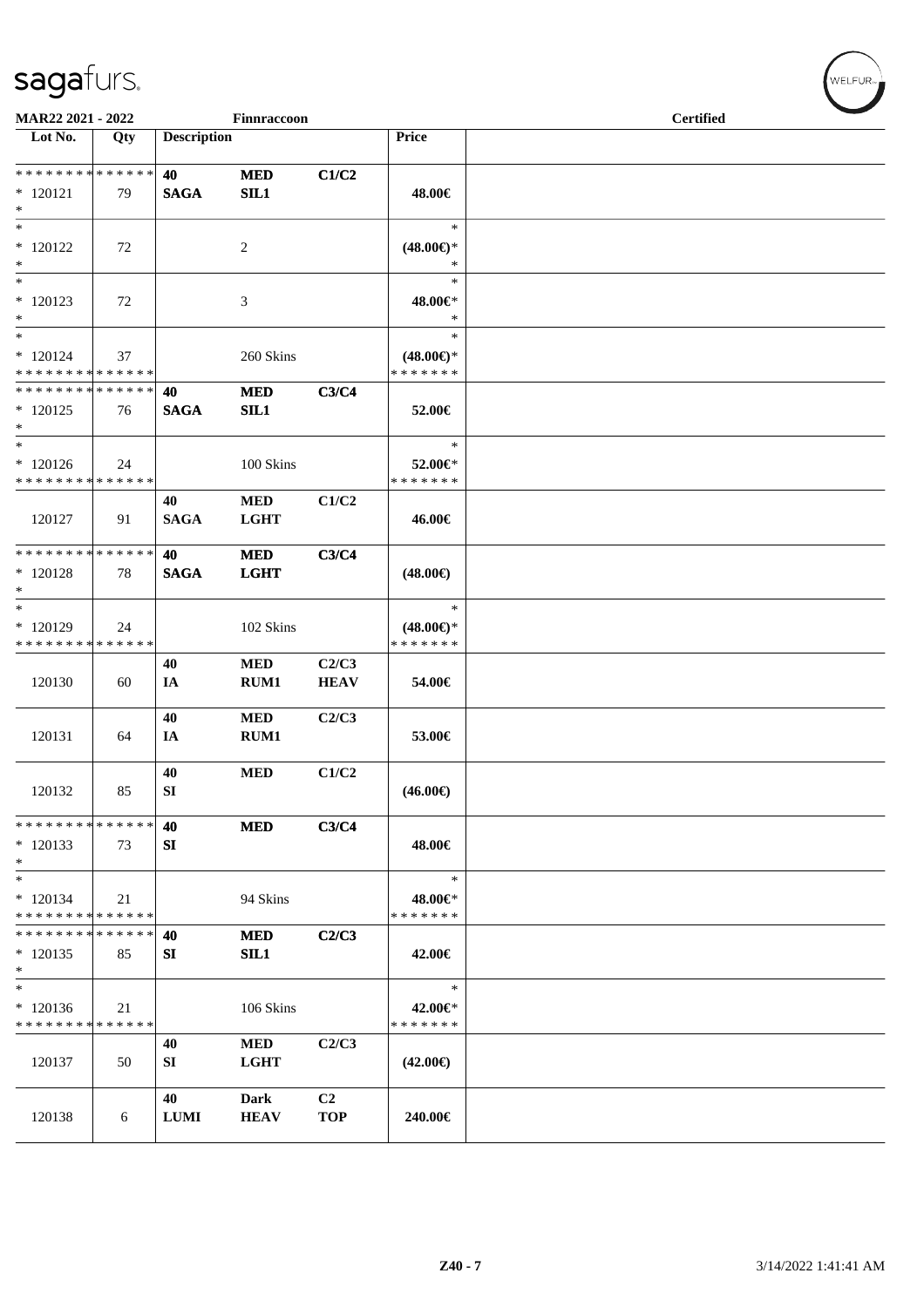MAR22 2021 - 2022 Finnraccoon Certified

| Lot No. | Qty | Description | | | Price | |
|---|---|---|---|---|---|---|
| * * * * * * * * * * * * * * | | 40 | MED | C1/C2 | | |
| * 120121 | 79 | SAGA | SIL1 | | 48.00€ | |
| * | | | | | | |
| * | | | | | * | |
| * 120122 | 72 | | 2 | | (48.00€)* | |
| * | | | | | * | |
| * | | | | | * | |
| * 120123 | 72 | | 3 | | 48.00€* | |
| * | | | | | * | |
| * | | | | | * | |
| * 120124 | 37 | | 260 Skins | | (48.00€)* | |
| * * * * * * * * * * * * * * | | | | | * * * * * * * | |
| * * * * * * * * * * * * * * | | 40 | MED | C3/C4 | | |
| * 120125 | 76 | SAGA | SIL1 | | 52.00€ | |
| * | | | | | | |
| * | | | | | * | |
| * 120126 | 24 | | 100 Skins | | 52.00€* | |
| * * * * * * * * * * * * * * | | | | | * * * * * * * | |
| | | 40 | MED | C1/C2 | | |
| 120127 | 91 | SAGA | LGHT | | 46.00€ | |
| * * * * * * * * * * * * * * | | 40 | MED | C3/C4 | | |
| * 120128 | 78 | SAGA | LGHT | | (48.00€) | |
| * | | | | | | |
| * | | | | | * | |
| * 120129 | 24 | | 102 Skins | | (48.00€)* | |
| * * * * * * * * * * * * * * | | | | | * * * * * * * | |
| | | 40 | MED | C2/C3 | | |
| 120130 | 60 | IA | RUM1 | HEAV | 54.00€ | |
| | | 40 | MED | C2/C3 | | |
| 120131 | 64 | IA | RUM1 | | 53.00€ | |
| | | 40 | MED | C1/C2 | | |
| 120132 | 85 | SI | | | (46.00€) | |
| * * * * * * * * * * * * * * | | 40 | MED | C3/C4 | | |
| * 120133 | 73 | SI | | | 48.00€ | |
| * | | | | | | |
| * | | | | | * | |
| * 120134 | 21 | | 94 Skins | | 48.00€* | |
| * * * * * * * * * * * * * * | | | | | * * * * * * * | |
| * * * * * * * * * * * * * * | | 40 | MED | C2/C3 | | |
| * 120135 | 85 | SI | SIL1 | | 42.00€ | |
| * | | | | | | |
| * | | | | | * | |
| * 120136 | 21 | | 106 Skins | | 42.00€* | |
| * * * * * * * * * * * * * * | | | | | * * * * * * * | |
| | | 40 | MED | C2/C3 | | |
| 120137 | 50 | SI | LGHT | | (42.00€) | |
| | | 40 | Dark | C2 | | |
| 120138 | 6 | LUMI | HEAV | TOP | 240.00€ | |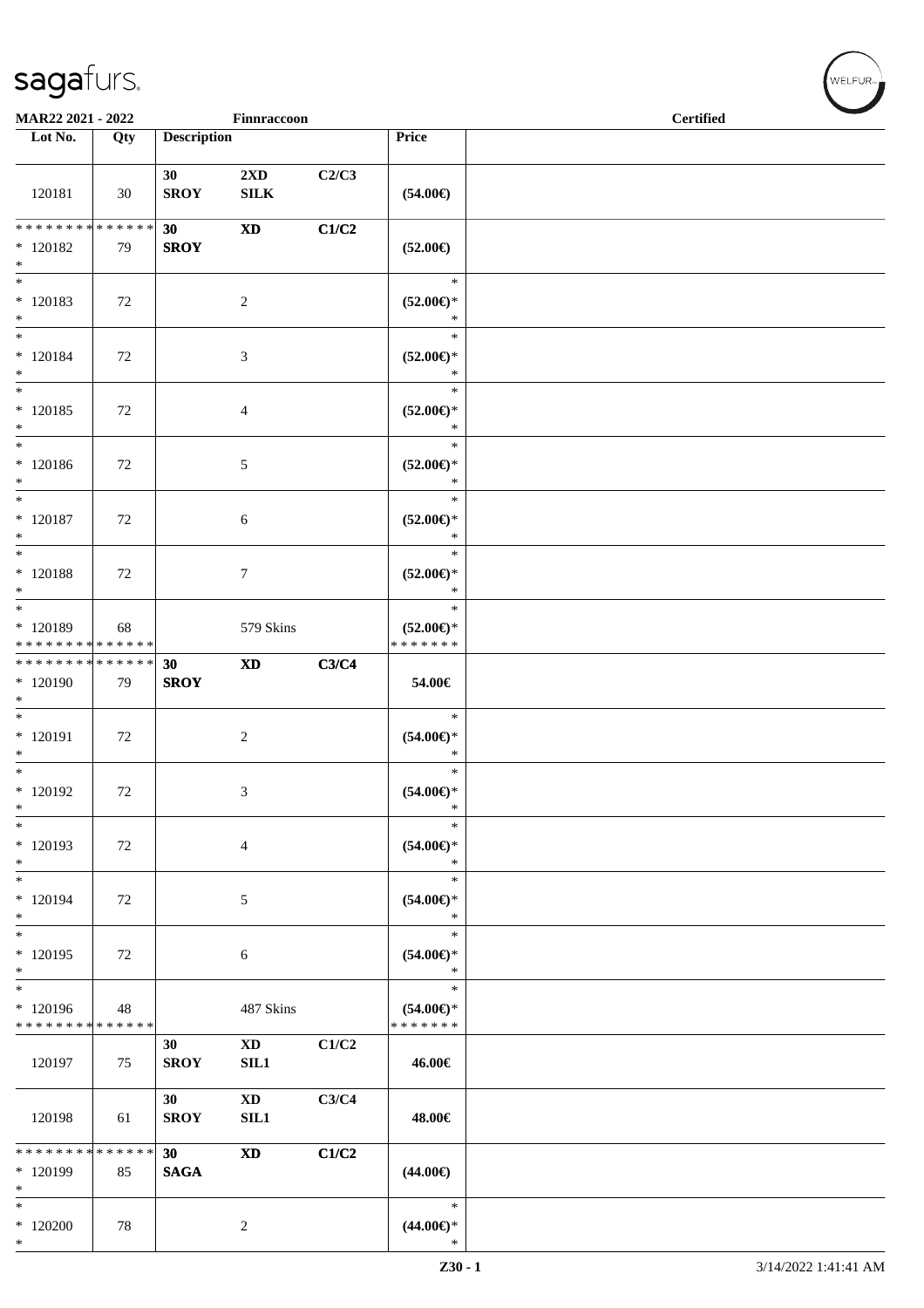| Lot No. | Qty | Description | | | Price | |
|---|---|---|---|---|---|---|
| 120181 | 30 | **30 SROY** | **2XD SILK** | **C2/C3** | **(54.00€)** | |
| * * * * * * * * * * * * * * * 120182 * | 79 | **30 SROY** | **XD** | **C1/C2** | **(52.00€)** | |
| * * 120183 * | 72 | | 2 | | * **(52.00€)*** * | |
| * * 120184 * | 72 | | 3 | | * **(52.00€)*** * | |
| * * 120185 * | 72 | | 4 | | * **(52.00€)*** * | |
| * * 120186 * | 72 | | 5 | | * **(52.00€)*** * | |
| * * 120187 * | 72 | | 6 | | * **(52.00€)*** * | |
| * * 120188 * | 72 | | 7 | | * **(52.00€)*** * | |
| * * 120189 * * * * * * * * * * * * * * | 68 | | 579 Skins | | * **(52.00€)*** * * * * * * * | |
| * * * * * * * * * * * * * * * 120190 * | 79 | **30 SROY** | **XD** | **C3/C4** | **54.00€** | |
| * * 120191 * | 72 | | 2 | | * **(54.00€)*** * | |
| * * 120192 * | 72 | | 3 | | * **(54.00€)*** * | |
| * * 120193 * | 72 | | 4 | | * **(54.00€)*** * | |
| * * 120194 * | 72 | | 5 | | * **(54.00€)*** * | |
| * * 120195 * | 72 | | 6 | | * **(54.00€)*** * | |
| * * 120196 * * * * * * * * * * * * * * | 48 | | 487 Skins | | * **(54.00€)*** * * * * * * * | |
| 120197 | 75 | **30 SROY** | **XD SIL1** | **C1/C2** | **46.00€** | |
| 120198 | 61 | **30 SROY** | **XD SIL1** | **C3/C4** | **48.00€** | |
| * * * * * * * * * * * * * * * 120199 * | 85 | **30 SAGA** | **XD** | **C1/C2** | **(44.00€)** | |
| * * 120200 * | 78 | | 2 | | * **(44.00€)*** * | |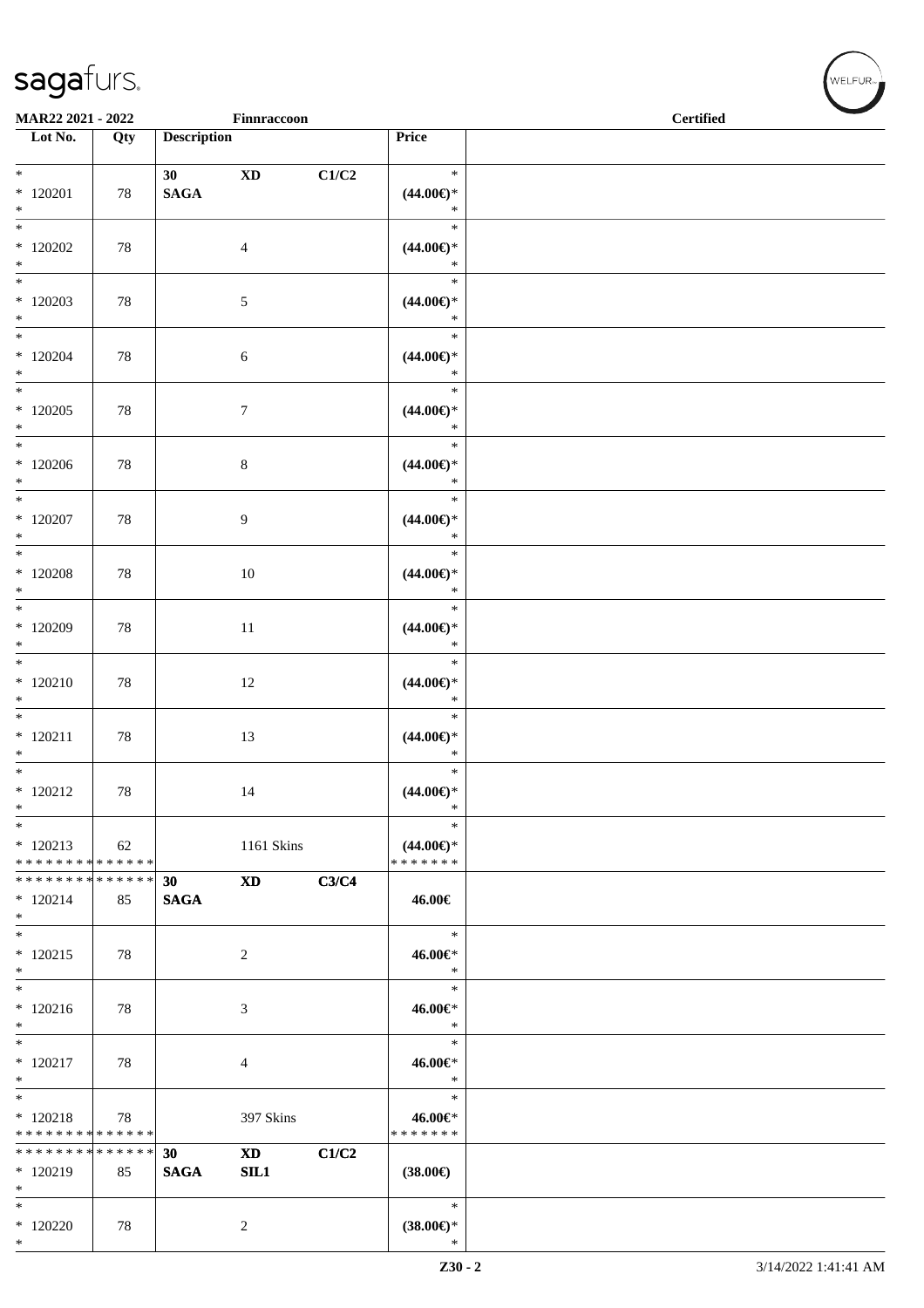MAR22 2021 - 2022 Finnraccoon **Certified**

| Lot No. | Qty | Description | | | Price | |
|---|---|---|---|---|---|---|
| * <br> * 120201 <br> * | 78 | **30** <br> **SAGA** | **XD** | **C1/C2** | * <br> **(44.00€)*** <br> * | |
| * <br> * 120202 <br> * | 78 | | 4 | | * <br> **(44.00€)*** <br> * | |
| * <br> * 120203 <br> * | 78 | | 5 | | * <br> **(44.00€)*** <br> * | |
| * <br> * 120204 <br> * | 78 | | 6 | | * <br> **(44.00€)*** <br> * | |
| * <br> * 120205 <br> * | 78 | | 7 | | * <br> **(44.00€)*** <br> * | |
| * <br> * 120206 <br> * | 78 | | 8 | | * <br> **(44.00€)*** <br> * | |
| * <br> * 120207 <br> * | 78 | | 9 | | * <br> **(44.00€)*** <br> * | |
| * <br> * 120208 <br> * | 78 | | 10 | | * <br> **(44.00€)*** <br> * | |
| * <br> * 120209 <br> * | 78 | | 11 | | * <br> **(44.00€)*** <br> * | |
| * <br> * 120210 <br> * | 78 | | 12 | | * <br> **(44.00€)*** <br> * | |
| * <br> * 120211 <br> * | 78 | | 13 | | * <br> **(44.00€)*** <br> * | |
| * <br> * 120212 <br> * | 78 | | 14 | | * <br> **(44.00€)*** <br> * | |
| * <br> * 120213 <br> * * * * * * * * * * * * * * | 62 | | 1161 Skins | | * <br> **(44.00€)*** <br> * * * * * * * | |
| * * * * * * * * * * * * * * <br> * 120214 <br> * | 85 | **30** <br> **SAGA** | **XD** | **C3/C4** | **46.00€** | |
| * <br> * 120215 <br> * | 78 | | 2 | | * <br> **46.00€*** <br> * | |
| * <br> * 120216 <br> * | 78 | | 3 | | * <br> **46.00€*** <br> * | |
| * <br> * 120217 <br> * | 78 | | 4 | | * <br> **46.00€*** <br> * | |
| * <br> * 120218 <br> * * * * * * * * * * * * * * | 78 | | 397 Skins | | * <br> **46.00€*** <br> * * * * * * * | |
| * * * * * * * * * * * * * * <br> * 120219 <br> * | 85 | **30** <br> **SAGA** | **XD** <br> **SIL1** | **C1/C2** | **(38.00€)** | |
| * <br> * 120220 <br> * | 78 | | 2 | | * <br> **(38.00€)*** <br> * | |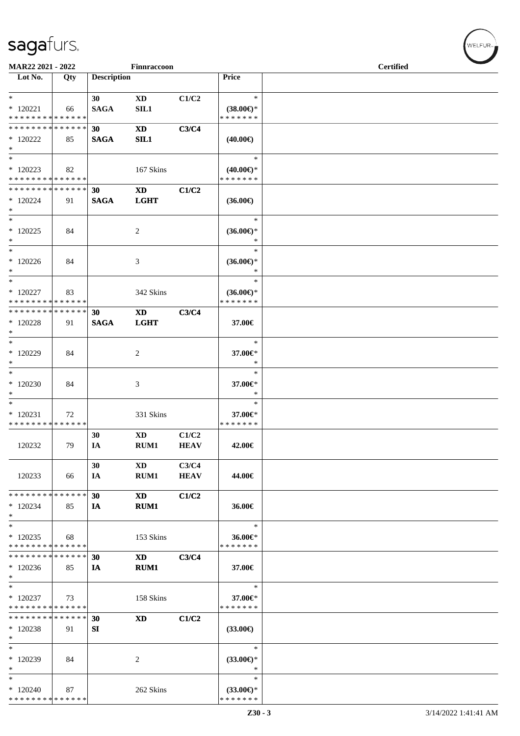| Lot No. | Qty | Description | | | Price | |
|---|---|---|---|---|---|---|
| * | | 30 | XD | C1/C2 | * | |
| * 120221 | 66 | SAGA | SIL1 | | (38.00€)* | |
| * * * * * * * * * * * * * * | | | | | * * * * * * * | |
| * * * * * * * * * * * * * * | | 30 | XD | C3/C4 | | |
| * 120222 | 85 | SAGA | SIL1 | | (40.00€) | |
| * | | | | | | |
| * | | | | | * | |
| * 120223 | 82 | | 167 Skins | | (40.00€)* | |
| * * * * * * * * * * * * * * | | | | | * * * * * * * | |
| * * * * * * * * * * * * * * | | 30 | XD | C1/C2 | | |
| * 120224 | 91 | SAGA | LGHT | | (36.00€) | |
| * | | | | | | |
| * | | | | | * | |
| * 120225 | 84 | | 2 | | (36.00€)* | |
| * | | | | | * | |
| * | | | | | * | |
| * 120226 | 84 | | 3 | | (36.00€)* | |
| * | | | | | * | |
| * | | | | | * | |
| * 120227 | 83 | | 342 Skins | | (36.00€)* | |
| * * * * * * * * * * * * * * | | | | | * * * * * * * | |
| * * * * * * * * * * * * * * | | 30 | XD | C3/C4 | | |
| * 120228 | 91 | SAGA | LGHT | | 37.00€ | |
| * | | | | | | |
| * | | | | | * | |
| * 120229 | 84 | | 2 | | 37.00€* | |
| * | | | | | * | |
| * | | | | | * | |
| * 120230 | 84 | | 3 | | 37.00€* | |
| * | | | | | * | |
| * | | | | | * | |
| * 120231 | 72 | | 331 Skins | | 37.00€* | |
| * * * * * * * * * * * * * * | | | | | * * * * * * * | |
| | | 30 | XD | C1/C2 | | |
| 120232 | 79 | IA | RUM1 | HEAV | 42.00€ | |
| | | 30 | XD | C3/C4 | | |
| 120233 | 66 | IA | RUM1 | HEAV | 44.00€ | |
| * * * * * * * * * * * * * * | | 30 | XD | C1/C2 | | |
| * 120234 | 85 | IA | RUM1 | | 36.00€ | |
| * | | | | | | |
| * | | | | | * | |
| * 120235 | 68 | | 153 Skins | | 36.00€* | |
| * * * * * * * * * * * * * * | | | | | * * * * * * * | |
| * * * * * * * * * * * * * * | | 30 | XD | C3/C4 | | |
| * 120236 | 85 | IA | RUM1 | | 37.00€ | |
| * | | | | | | |
| * | | | | | * | |
| * 120237 | 73 | | 158 Skins | | 37.00€* | |
| * * * * * * * * * * * * * * | | | | | * * * * * * * | |
| * * * * * * * * * * * * * * | | 30 | XD | C1/C2 | | |
| * 120238 | 91 | SI | | | (33.00€) | |
| * | | | | | | |
| * | | | | | * | |
| * 120239 | 84 | | 2 | | (33.00€)* | |
| * | | | | | * | |
| * | | | | | * | |
| * 120240 | 87 | | 262 Skins | | (33.00€)* | |
| * * * * * * * * * * * * * * | | | | | * * * * * * * | |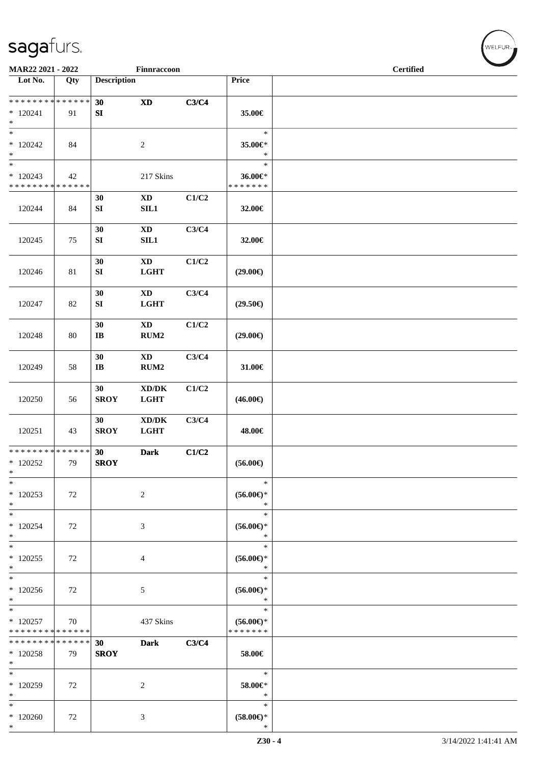| Lot No. | Qty | Description | | | Price | |
|---|---|---|---|---|---|---|
| * * * * * * * * * * * * * * | | 30 | XD | C3/C4 | | |
| * 120241 | 91 | SI | | | 35.00€ | |
| * | | | | | | |
| * | | | | | * | |
| * 120242 | 84 | | 2 | | 35.00€* | |
| * | | | | | * | |
| * | | | | | * | |
| * 120243 | 42 | | 217 Skins | | 36.00€* | |
| * * * * * * * * * * * * * * | | | | | * * * * * * * | |
| | | 30 | XD | C1/C2 | | |
| 120244 | 84 | SI | SIL1 | | 32.00€ | |
| | | 30 | XD | C3/C4 | | |
| 120245 | 75 | SI | SIL1 | | 32.00€ | |
| | | 30 | XD | C1/C2 | | |
| 120246 | 81 | SI | LGHT | | (29.00€) | |
| | | 30 | XD | C3/C4 | | |
| 120247 | 82 | SI | LGHT | | (29.50€) | |
| | | 30 | XD | C1/C2 | | |
| 120248 | 80 | IB | RUM2 | | (29.00€) | |
| | | 30 | XD | C3/C4 | | |
| 120249 | 58 | IB | RUM2 | | 31.00€ | |
| | | 30 | XD/DK | C1/C2 | | |
| 120250 | 56 | SROY | LGHT | | (46.00€) | |
| | | 30 | XD/DK | C3/C4 | | |
| 120251 | 43 | SROY | LGHT | | 48.00€ | |
| * * * * * * * * * * * * * * | | 30 | Dark | C1/C2 | | |
| * 120252 | 79 | SROY | | | (56.00€) | |
| * | | | | | | |
| * | | | | | * | |
| * 120253 | 72 | | 2 | | (56.00€)* | |
| * | | | | | * | |
| * | | | | | * | |
| * 120254 | 72 | | 3 | | (56.00€)* | |
| * | | | | | * | |
| * | | | | | * | |
| * 120255 | 72 | | 4 | | (56.00€)* | |
| * | | | | | * | |
| * | | | | | * | |
| * 120256 | 72 | | 5 | | (56.00€)* | |
| * | | | | | * | |
| * | | | | | * | |
| * 120257 | 70 | | 437 Skins | | (56.00€)* | |
| * * * * * * * * * * * * * * | | | | | * * * * * * * | |
| * * * * * * * * * * * * * * | | 30 | Dark | C3/C4 | | |
| * 120258 | 79 | SROY | | | 58.00€ | |
| * | | | | | | |
| * | | | | | * | |
| * 120259 | 72 | | 2 | | 58.00€* | |
| * | | | | | * | |
| * | | | | | * | |
| * 120260 | 72 | | 3 | | (58.00€)* | |
| * | | | | | * | |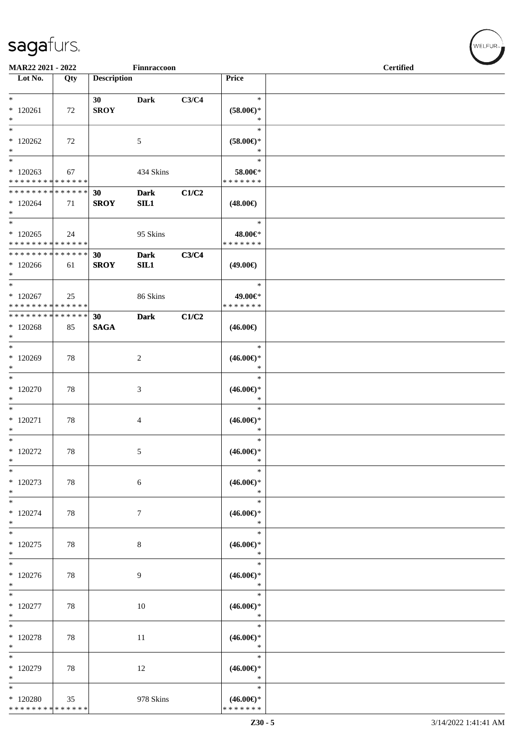| Lot No. | Qty | Description | | | Price | |
|---|---|---|---|---|---|---|
| * | | 30 | Dark | C3/C4 | * | |
| * 120261 | 72 | SROY | | | (58.00€)* | |
| * | | | | | * | |
| * | | | | | * | |
| * 120262 | 72 | | 5 | | (58.00€)* | |
| * | | | | | * | |
| * | | | | | * | |
| * 120263 | 67 | | 434 Skins | | 58.00€* | |
| * * * * * * * * * * * * * * | | | | | * * * * * * * | |
| * * * * * * * * * * * * * * | | 30 | Dark | C1/C2 | | |
| * 120264 | 71 | SROY | SIL1 | | (48.00€) | |
| * | | | | | | |
| * | | | | | * | |
| * 120265 | 24 | | 95 Skins | | 48.00€* | |
| * * * * * * * * * * * * * * | | | | | * * * * * * * | |
| * * * * * * * * * * * * * * | | 30 | Dark | C3/C4 | | |
| * 120266 | 61 | SROY | SIL1 | | (49.00€) | |
| * | | | | | | |
| * | | | | | * | |
| * 120267 | 25 | | 86 Skins | | 49.00€* | |
| * * * * * * * * * * * * * * | | | | | * * * * * * * | |
| * * * * * * * * * * * * * * | | 30 | Dark | C1/C2 | | |
| * 120268 | 85 | SAGA | | | (46.00€) | |
| * | | | | | | |
| * | | | | | * | |
| * 120269 | 78 | | 2 | | (46.00€)* | |
| * | | | | | * | |
| * | | | | | * | |
| * 120270 | 78 | | 3 | | (46.00€)* | |
| * | | | | | * | |
| * | | | | | * | |
| * 120271 | 78 | | 4 | | (46.00€)* | |
| * | | | | | * | |
| * | | | | | * | |
| * 120272 | 78 | | 5 | | (46.00€)* | |
| * | | | | | * | |
| * | | | | | * | |
| * 120273 | 78 | | 6 | | (46.00€)* | |
| * | | | | | * | |
| * | | | | | * | |
| * 120274 | 78 | | 7 | | (46.00€)* | |
| * | | | | | * | |
| * | | | | | * | |
| * 120275 | 78 | | 8 | | (46.00€)* | |
| * | | | | | * | |
| * | | | | | * | |
| * 120276 | 78 | | 9 | | (46.00€)* | |
| * | | | | | * | |
| * | | | | | * | |
| * 120277 | 78 | | 10 | | (46.00€)* | |
| * | | | | | * | |
| * | | | | | * | |
| * 120278 | 78 | | 11 | | (46.00€)* | |
| * | | | | | * | |
| * | | | | | * | |
| * 120279 | 78 | | 12 | | (46.00€)* | |
| * | | | | | * | |
| * | | | | | * | |
| * 120280 | 35 | | 978 Skins | | (46.00€)* | |
| * * * * * * * * * * * * * * | | | | | * * * * * * * | |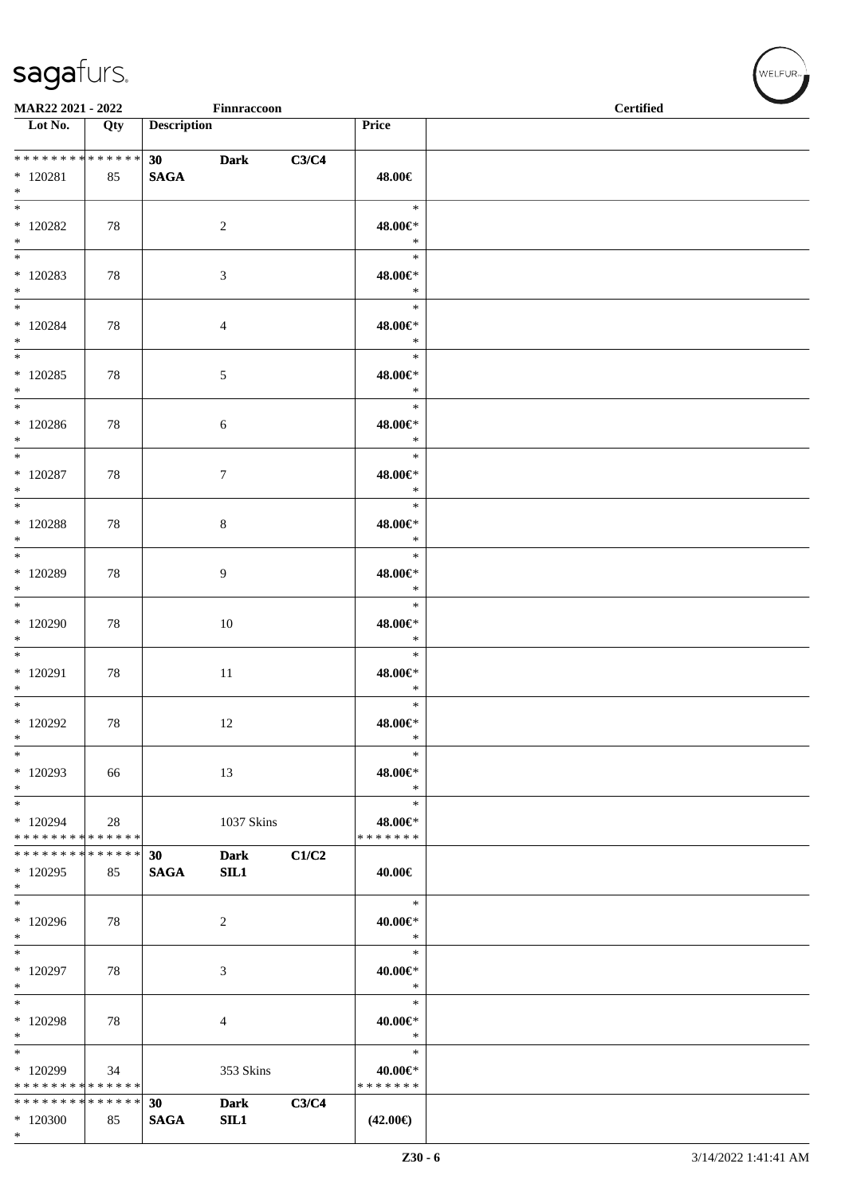MAR22 2021 - 2022 Finnraccoon Certified

| Lot No. | Qty | Description | | | Price |
|---|---|---|---|---|---|
| * * * * * * * * * * * * * * | | 30 | Dark | C3/C4 | |
| * 120281 | 85 | SAGA | | | 48.00€ |
| * | | | | | |
| * | | | | | * |
| * 120282 | 78 | | 2 | | 48.00€* |
| * | | | | | * |
| * | | | | | * |
| * 120283 | 78 | | 3 | | 48.00€* |
| * | | | | | * |
| * | | | | | * |
| * 120284 | 78 | | 4 | | 48.00€* |
| * | | | | | * |
| * | | | | | * |
| * 120285 | 78 | | 5 | | 48.00€* |
| * | | | | | * |
| * | | | | | * |
| * 120286 | 78 | | 6 | | 48.00€* |
| * | | | | | * |
| * | | | | | * |
| * 120287 | 78 | | 7 | | 48.00€* |
| * | | | | | * |
| * | | | | | * |
| * 120288 | 78 | | 8 | | 48.00€* |
| * | | | | | * |
| * | | | | | * |
| * 120289 | 78 | | 9 | | 48.00€* |
| * | | | | | * |
| * | | | | | * |
| * 120290 | 78 | | 10 | | 48.00€* |
| * | | | | | * |
| * | | | | | * |
| * 120291 | 78 | | 11 | | 48.00€* |
| * | | | | | * |
| * | | | | | * |
| * 120292 | 78 | | 12 | | 48.00€* |
| * | | | | | * |
| * | | | | | * |
| * 120293 | 66 | | 13 | | 48.00€* |
| * | | | | | * |
| * | | | | | * |
| * 120294 | 28 | | 1037 Skins | | 48.00€* |
| * * * * * * * * * * * * * * | | | | | * * * * * * * |
| * * * * * * * * * * * * * * | | 30 | Dark | C1/C2 | |
| * 120295 | 85 | SAGA | SIL1 | | 40.00€ |
| * | | | | | |
| * | | | | | * |
| * 120296 | 78 | | 2 | | 40.00€* |
| * | | | | | * |
| * | | | | | * |
| * 120297 | 78 | | 3 | | 40.00€* |
| * | | | | | * |
| * | | | | | * |
| * 120298 | 78 | | 4 | | 40.00€* |
| * | | | | | * |
| * | | | | | * |
| * 120299 | 34 | | 353 Skins | | 40.00€* |
| * * * * * * * * * * * * * * | | | | | * * * * * * * |
| * * * * * * * * * * * * * * | | 30 | Dark | C3/C4 | |
| * 120300 | 85 | SAGA | SIL1 | | (42.00€) |
| * | | | | | |

Z30 - 6 3/14/2022 1:41:41 AM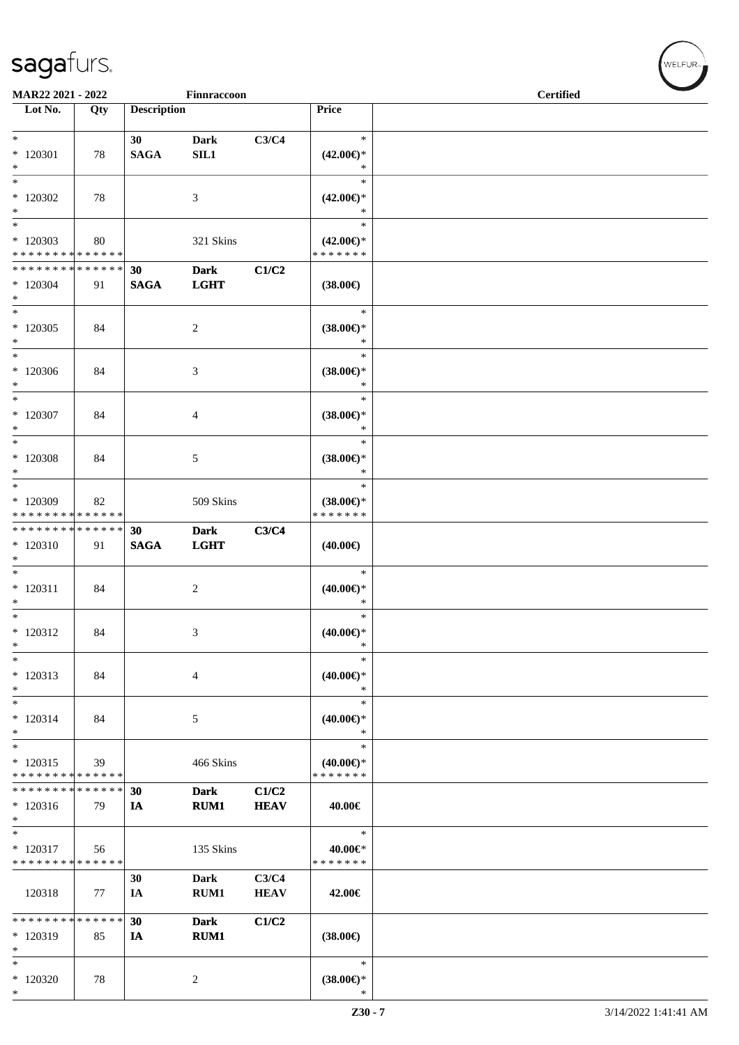**MAR22 2021 - 2022** | **Finnraccoon** | **Certified**

| Lot No. | Qty | Description | | | Price | |
|---|---|---|---|---|---|---|
| * | | **30** | **Dark** | **C3/C4** | * | |
| * 120301 | 78 | **SAGA** | **SIL1** | | **(42.00€)*** | |
| * | | | | | * | |
| * | | | | | * | |
| * 120302 | 78 | | 3 | | **(42.00€)*** | |
| * | | | | | * | |
| * | | | | | * | |
| * 120303 | 80 | | 321 Skins | | **(42.00€)*** | |
| * * * * * * * * * * * * * * | | | | | * * * * * * * | |
| * * * * * * * * * * * * * * | | **30** | **Dark** | **C1/C2** | | |
| * 120304 | 91 | **SAGA** | **LGHT** | | **(38.00€)** | |
| * | | | | | | |
| * | | | | | * | |
| * 120305 | 84 | | 2 | | **(38.00€)*** | |
| * | | | | | * | |
| * | | | | | * | |
| * 120306 | 84 | | 3 | | **(38.00€)*** | |
| * | | | | | * | |
| * | | | | | * | |
| * 120307 | 84 | | 4 | | **(38.00€)*** | |
| * | | | | | * | |
| * | | | | | * | |
| * 120308 | 84 | | 5 | | **(38.00€)*** | |
| * | | | | | * | |
| * | | | | | * | |
| * 120309 | 82 | | 509 Skins | | **(38.00€)*** | |
| * * * * * * * * * * * * * * | | | | | * * * * * * * | |
| * * * * * * * * * * * * * * | | **30** | **Dark** | **C3/C4** | | |
| * 120310 | 91 | **SAGA** | **LGHT** | | **(40.00€)** | |
| * | | | | | | |
| * | | | | | * | |
| * 120311 | 84 | | 2 | | **(40.00€)*** | |
| * | | | | | * | |
| * | | | | | * | |
| * 120312 | 84 | | 3 | | **(40.00€)*** | |
| * | | | | | * | |
| * | | | | | * | |
| * 120313 | 84 | | 4 | | **(40.00€)*** | |
| * | | | | | * | |
| * | | | | | * | |
| * 120314 | 84 | | 5 | | **(40.00€)*** | |
| * | | | | | * | |
| * | | | | | * | |
| * 120315 | 39 | | 466 Skins | | **(40.00€)*** | |
| * * * * * * * * * * * * * * | | | | | * * * * * * * | |
| * * * * * * * * * * * * * * | | **30** | **Dark** | **C1/C2** | | |
| * 120316 | 79 | **IA** | **RUM1** | **HEAV** | **40.00€** | |
| * | | | | | | |
| * | | | | | * | |
| * 120317 | 56 | | 135 Skins | | **40.00€*** | |
| * * * * * * * * * * * * * * | | | | | * * * * * * * | |
| | | **30** | **Dark** | **C3/C4** | | |
| 120318 | 77 | **IA** | **RUM1** | **HEAV** | **42.00€** | |
| * * * * * * * * * * * * * * | | **30** | **Dark** | **C1/C2** | | |
| * 120319 | 85 | **IA** | **RUM1** | | **(38.00€)** | |
| * | | | | | | |
| * | | | | | * | |
| * 120320 | 78 | | 2 | | **(38.00€)*** | |
| * | | | | | * | |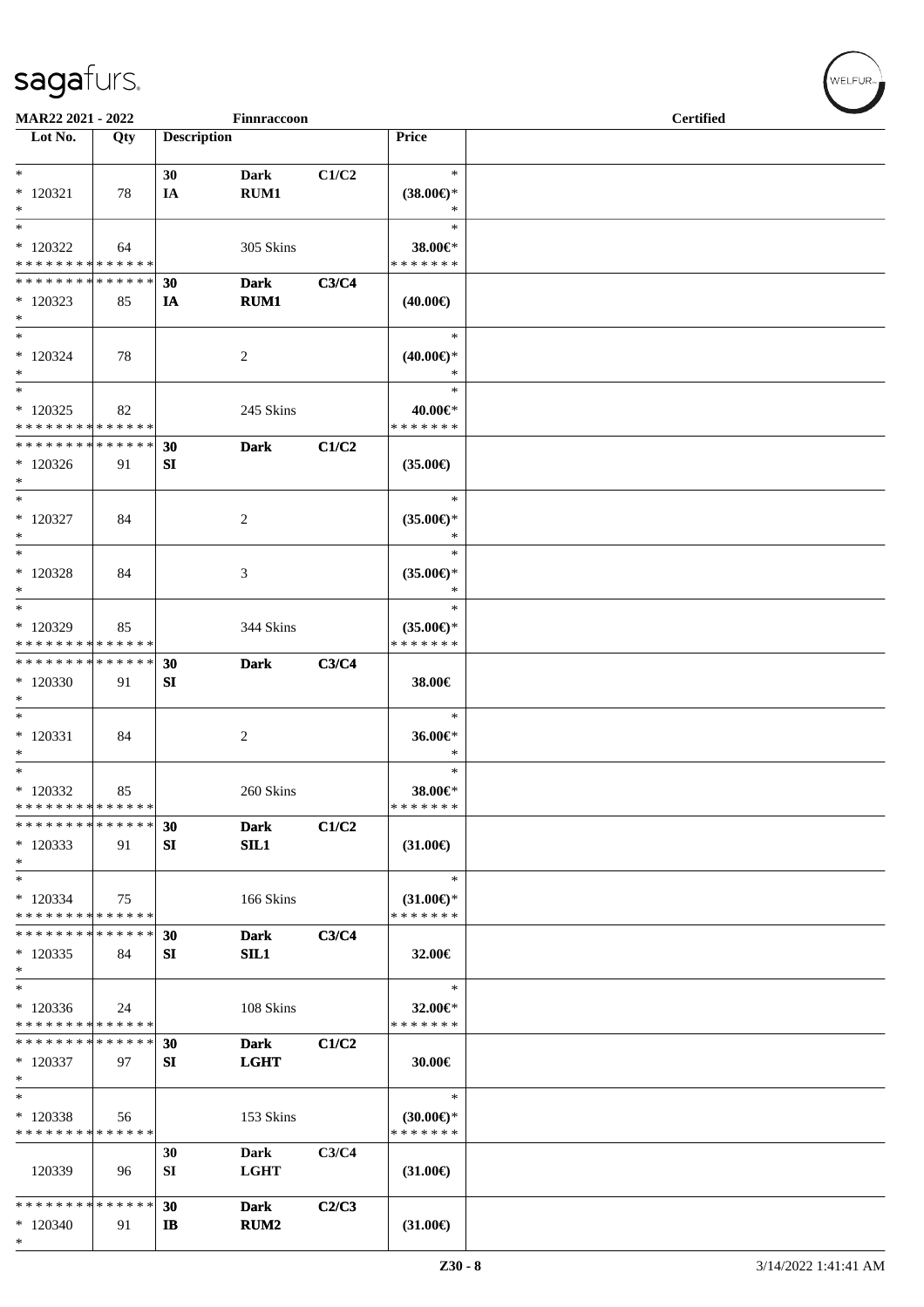MAR22 2021 - 2022 Finnraccoon Certified

| Lot No. | Qty | Description | | | Price | |
|---|---|---|---|---|---|---|
| * | | 30 | Dark | C1/C2 | * | |
| * 120321 | 78 | IA | RUM1 | | (38.00€)* | |
| * | | | | | * | |
| * | | | | | * | |
| * 120322 | 64 | | 305 Skins | | 38.00€* | |
| * * * * * * * * * * * * * * | | | | | * * * * * * * | |
| * * * * * * * * * * * * * * | | 30 | Dark | C3/C4 | | |
| * 120323 | 85 | IA | RUM1 | | (40.00€) | |
| * | | | | | | |
| * | | | | | * | |
| * 120324 | 78 | | 2 | | (40.00€)* | |
| * | | | | | * | |
| * | | | | | * | |
| * 120325 | 82 | | 245 Skins | | 40.00€* | |
| * * * * * * * * * * * * * * | | | | | * * * * * * * | |
| * * * * * * * * * * * * * * | | 30 | Dark | C1/C2 | | |
| * 120326 | 91 | SI | | | (35.00€) | |
| * | | | | | | |
| * | | | | | * | |
| * 120327 | 84 | | 2 | | (35.00€)* | |
| * | | | | | * | |
| * | | | | | * | |
| * 120328 | 84 | | 3 | | (35.00€)* | |
| * | | | | | * | |
| * | | | | | * | |
| * 120329 | 85 | | 344 Skins | | (35.00€)* | |
| * * * * * * * * * * * * * * | | | | | * * * * * * * | |
| * * * * * * * * * * * * * * | | 30 | Dark | C3/C4 | | |
| * 120330 | 91 | SI | | | 38.00€ | |
| * | | | | | | |
| * | | | | | * | |
| * 120331 | 84 | | 2 | | 36.00€* | |
| * | | | | | * | |
| * | | | | | * | |
| * 120332 | 85 | | 260 Skins | | 38.00€* | |
| * * * * * * * * * * * * * * | | | | | * * * * * * * | |
| * * * * * * * * * * * * * * | | 30 | Dark | C1/C2 | | |
| * 120333 | 91 | SI | SIL1 | | (31.00€) | |
| * | | | | | | |
| * | | | | | * | |
| * 120334 | 75 | | 166 Skins | | (31.00€)* | |
| * * * * * * * * * * * * * * | | | | | * * * * * * * | |
| * * * * * * * * * * * * * * | | 30 | Dark | C3/C4 | | |
| * 120335 | 84 | SI | SIL1 | | 32.00€ | |
| * | | | | | | |
| * | | | | | * | |
| * 120336 | 24 | | 108 Skins | | 32.00€* | |
| * * * * * * * * * * * * * * | | | | | * * * * * * * | |
| * * * * * * * * * * * * * * | | 30 | Dark | C1/C2 | | |
| * 120337 | 97 | SI | LGHT | | 30.00€ | |
| * | | | | | | |
| * | | | | | * | |
| * 120338 | 56 | | 153 Skins | | (30.00€)* | |
| * * * * * * * * * * * * * * | | | | | * * * * * * * | |
| | | 30 | Dark | C3/C4 | | |
| 120339 | 96 | SI | LGHT | | (31.00€) | |
| * * * * * * * * * * * * * * | | 30 | Dark | C2/C3 | | |
| * 120340 | 91 | IB | RUM2 | | (31.00€) | |
| * | | | | | | |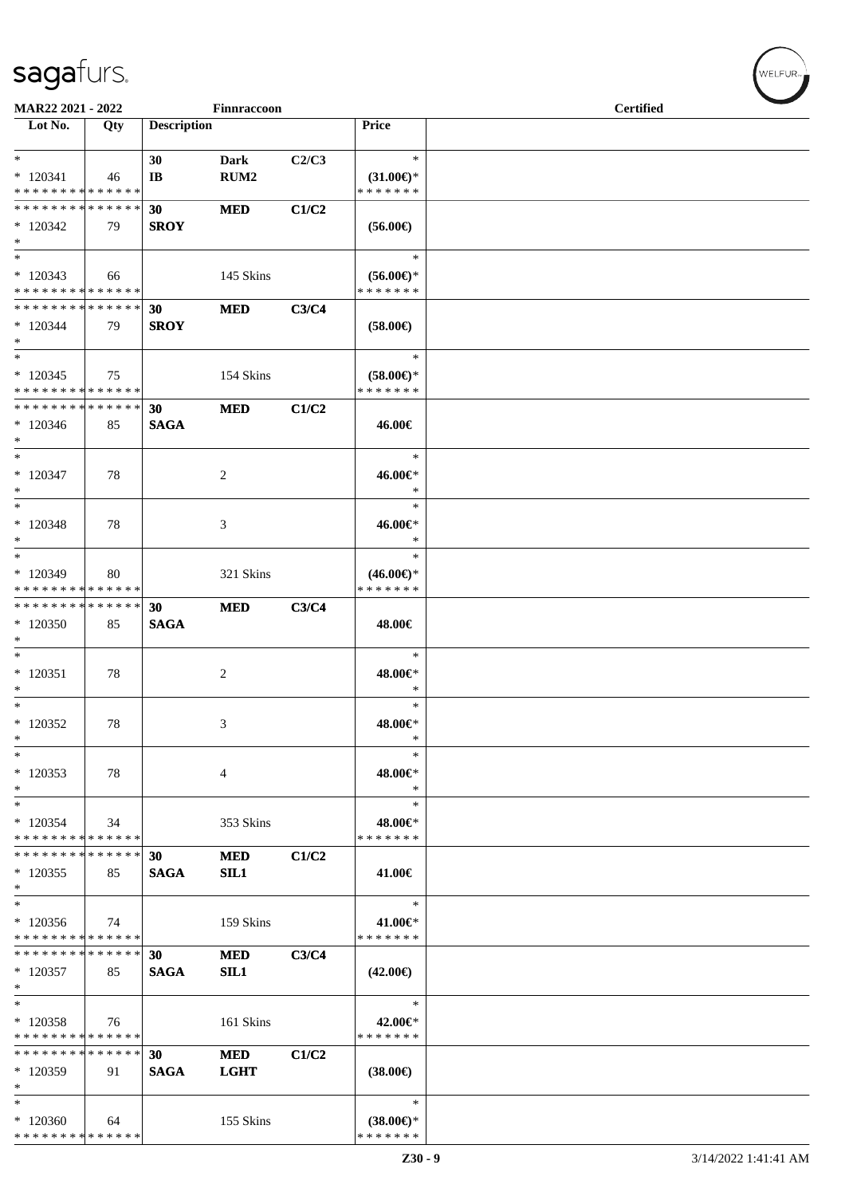MAR22 2021 - 2022 Finnraccoon Certified

| Lot No. | Qty | Description | | | Price | |
|---|---|---|---|---|---|---|
| * | | 30 | Dark | C2/C3 | * | |
| * 120341 | 46 | IB | RUM2 | | (31.00€)* | |
| * * * * * * * * * * * * * * | | | | | * * * * * * * | |
| * * * * * * * * * * * * * * | | 30 | MED | C1/C2 | | |
| * 120342 | 79 | SROY | | | (56.00€) | |
| * | | | | | | |
| * | | | | | * | |
| * 120343 | 66 | | 145 Skins | | (56.00€)* | |
| * * * * * * * * * * * * * * | | | | | * * * * * * * | |
| * * * * * * * * * * * * * * | | 30 | MED | C3/C4 | | |
| * 120344 | 79 | SROY | | | (58.00€) | |
| * | | | | | | |
| * | | | | | * | |
| * 120345 | 75 | | 154 Skins | | (58.00€)* | |
| * * * * * * * * * * * * * * | | | | | * * * * * * * | |
| * * * * * * * * * * * * * * | | 30 | MED | C1/C2 | | |
| * 120346 | 85 | SAGA | | | 46.00€ | |
| * | | | | | | |
| * | | | | | * | |
| * 120347 | 78 | | 2 | | 46.00€* | |
| * | | | | | * | |
| * | | | | | * | |
| * 120348 | 78 | | 3 | | 46.00€* | |
| * | | | | | * | |
| * | | | | | * | |
| * 120349 | 80 | | 321 Skins | | (46.00€)* | |
| * * * * * * * * * * * * * * | | | | | * * * * * * * | |
| * * * * * * * * * * * * * * | | 30 | MED | C3/C4 | | |
| * 120350 | 85 | SAGA | | | 48.00€ | |
| * | | | | | | |
| * | | | | | * | |
| * 120351 | 78 | | 2 | | 48.00€* | |
| * | | | | | * | |
| * | | | | | * | |
| * 120352 | 78 | | 3 | | 48.00€* | |
| * | | | | | * | |
| * | | | | | * | |
| * 120353 | 78 | | 4 | | 48.00€* | |
| * | | | | | * | |
| * | | | | | * | |
| * 120354 | 34 | | 353 Skins | | 48.00€* | |
| * * * * * * * * * * * * * * | | | | | * * * * * * * | |
| * * * * * * * * * * * * * * | | 30 | MED | C1/C2 | | |
| * 120355 | 85 | SAGA | SIL1 | | 41.00€ | |
| * | | | | | | |
| * | | | | | * | |
| * 120356 | 74 | | 159 Skins | | 41.00€* | |
| * * * * * * * * * * * * * * | | | | | * * * * * * * | |
| * * * * * * * * * * * * * * | | 30 | MED | C3/C4 | | |
| * 120357 | 85 | SAGA | SIL1 | | (42.00€) | |
| * | | | | | | |
| * | | | | | * | |
| * 120358 | 76 | | 161 Skins | | 42.00€* | |
| * * * * * * * * * * * * * * | | | | | * * * * * * * | |
| * * * * * * * * * * * * * * | | 30 | MED | C1/C2 | | |
| * 120359 | 91 | SAGA | LGHT | | (38.00€) | |
| * | | | | | | |
| * | | | | | * | |
| * 120360 | 64 | | 155 Skins | | (38.00€)* | |
| * * * * * * * * * * * * * * | | | | | * * * * * * * | |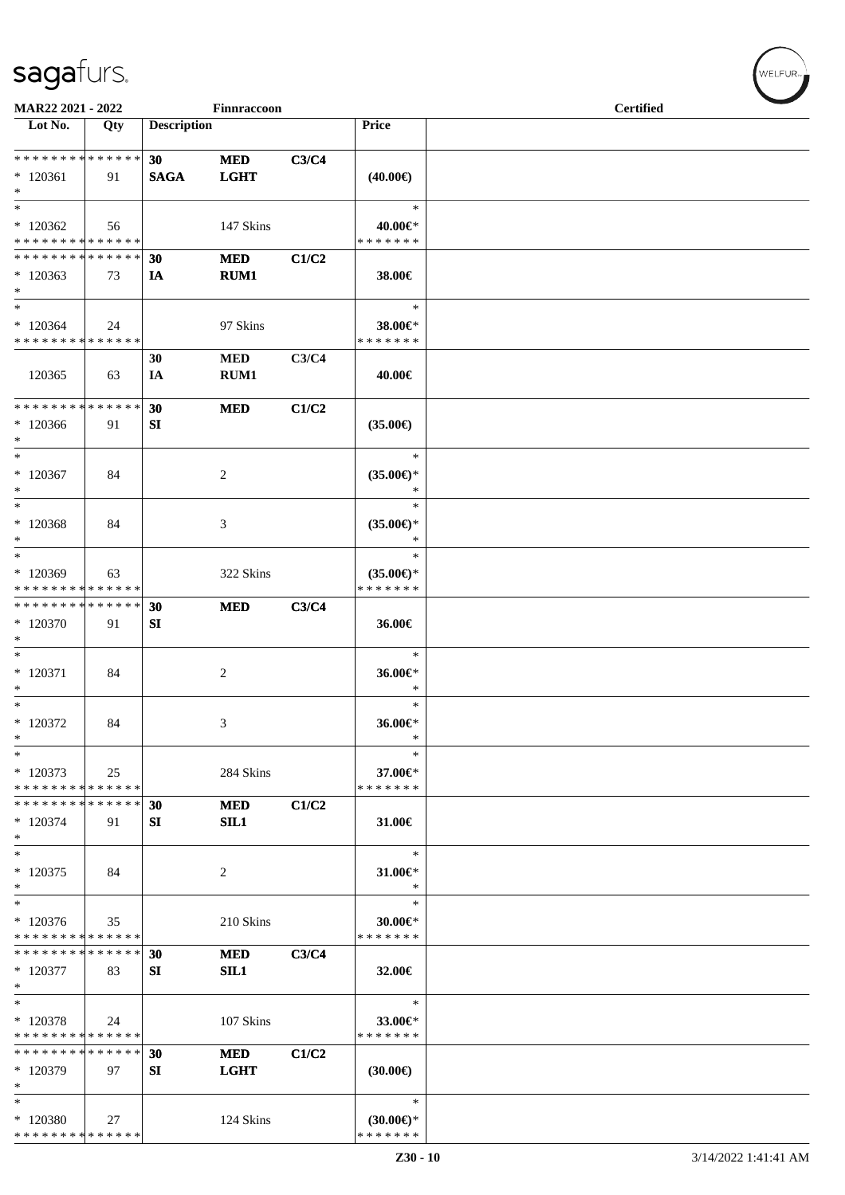# sagafurs.

**MAR22 2021 - 2022** | **Finnraccoon** | **Certified**

| Lot No. | Qty | Description | | | Price | |
|---|---|---|---|---|---|---|
| * * * * * * * * * * * * * * | | **30** | **MED** | **C3/C4** | | |
| * 120361 | 91 | **SAGA** | **LGHT** | | **(40.00€)** | |
| * | | | | | | |
| * | | | | | * | |
| * 120362 | 56 | | 147 Skins | | **40.00€*** | |
| * * * * * * * * * * * * * * | | | | | * * * * * * * | |
| * * * * * * * * * * * * * * | | **30** | **MED** | **C1/C2** | | |
| * 120363 | 73 | **IA** | **RUM1** | | **38.00€** | |
| * | | | | | | |
| * | | | | | * | |
| * 120364 | 24 | | 97 Skins | | **38.00€*** | |
| * * * * * * * * * * * * * * | | | | | * * * * * * * | |
| | | **30** | **MED** | **C3/C4** | | |
| 120365 | 63 | **IA** | **RUM1** | | **40.00€** | |
| * * * * * * * * * * * * * * | | **30** | **MED** | **C1/C2** | | |
| * 120366 | 91 | **SI** | | | **(35.00€)** | |
| * | | | | | | |
| * | | | | | * | |
| * 120367 | 84 | | 2 | | **(35.00€)*** | |
| * | | | | | * | |
| * | | | | | * | |
| * 120368 | 84 | | 3 | | **(35.00€)*** | |
| * | | | | | * | |
| * | | | | | * | |
| * 120369 | 63 | | 322 Skins | | **(35.00€)*** | |
| * * * * * * * * * * * * * * | | | | | * * * * * * * | |
| * * * * * * * * * * * * * * | | **30** | **MED** | **C3/C4** | | |
| * 120370 | 91 | **SI** | | | **36.00€** | |
| * | | | | | | |
| * | | | | | * | |
| * 120371 | 84 | | 2 | | **36.00€*** | |
| * | | | | | * | |
| * | | | | | * | |
| * 120372 | 84 | | 3 | | **36.00€*** | |
| * | | | | | * | |
| * | | | | | * | |
| * 120373 | 25 | | 284 Skins | | **37.00€*** | |
| * * * * * * * * * * * * * * | | | | | * * * * * * * | |
| * * * * * * * * * * * * * * | | **30** | **MED** | **C1/C2** | | |
| * 120374 | 91 | **SI** | **SIL1** | | **31.00€** | |
| * | | | | | | |
| * | | | | | * | |
| * 120375 | 84 | | 2 | | **31.00€*** | |
| * | | | | | * | |
| * | | | | | * | |
| * 120376 | 35 | | 210 Skins | | **30.00€*** | |
| * * * * * * * * * * * * * * | | | | | * * * * * * * | |
| * * * * * * * * * * * * * * | | **30** | **MED** | **C3/C4** | | |
| * 120377 | 83 | **SI** | **SIL1** | | **32.00€** | |
| * | | | | | | |
| * | | | | | * | |
| * 120378 | 24 | | 107 Skins | | **33.00€*** | |
| * * * * * * * * * * * * * * | | | | | * * * * * * * | |
| * * * * * * * * * * * * * * | | **30** | **MED** | **C1/C2** | | |
| * 120379 | 97 | **SI** | **LGHT** | | **(30.00€)** | |
| * | | | | | | |
| * | | | | | * | |
| * 120380 | 27 | | 124 Skins | | **(30.00€)*** | |
| * * * * * * * * * * * * * * | | | | | * * * * * * * | |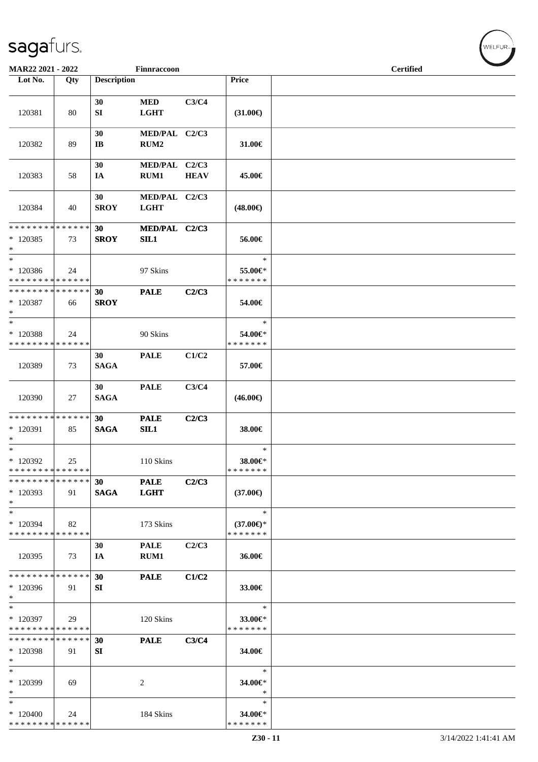MAR22 2021 - 2022 Finnraccoon Certified

| Lot No. | Qty | Description | | | Price | |
|---|---|---|---|---|---|---|
| 120381 | 80 | 30 SI | MED LGHT | C3/C4 | (31.00€) | |
| 120382 | 89 | 30 IB | MED/PAL RUM2 | C2/C3 | 31.00€ | |
| 120383 | 58 | 30 IA | MED/PAL RUM1 | C2/C3 HEAV | 45.00€ | |
| 120384 | 40 | 30 SROY | MED/PAL LGHT | C2/C3 | (48.00€) | |
| * * * * * * * * * * * * * * * 120385 * | 73 | 30 SROY | MED/PAL SIL1 | C2/C3 | 56.00€ | |
| * * 120386 * * * * * * * * * * * * * * | 24 | | 97 Skins | | * 55.00€* * * * * * * * | |
| * * * * * * * * * * * * * * * 120387 * | 66 | 30 SROY | PALE | C2/C3 | 54.00€ | |
| * * 120388 * * * * * * * * * * * * * * | 24 | | 90 Skins | | * 54.00€* * * * * * * * | |
| 120389 | 73 | 30 SAGA | PALE | C1/C2 | 57.00€ | |
| 120390 | 27 | 30 SAGA | PALE | C3/C4 | (46.00€) | |
| * * * * * * * * * * * * * * * 120391 * | 85 | 30 SAGA | PALE SIL1 | C2/C3 | 38.00€ | |
| * * 120392 * * * * * * * * * * * * * * | 25 | | 110 Skins | | * 38.00€* * * * * * * * | |
| * * * * * * * * * * * * * * * 120393 * | 91 | 30 SAGA | PALE LGHT | C2/C3 | (37.00€) | |
| * * 120394 * * * * * * * * * * * * * * | 82 | | 173 Skins | | * (37.00€)* * * * * * * * | |
| 120395 | 73 | 30 IA | PALE RUM1 | C2/C3 | 36.00€ | |
| * * * * * * * * * * * * * * * 120396 * | 91 | 30 SI | PALE | C1/C2 | 33.00€ | |
| * * 120397 * * * * * * * * * * * * * * | 29 | | 120 Skins | | * 33.00€* * * * * * * * | |
| * * * * * * * * * * * * * * * 120398 * | 91 | 30 SI | PALE | C3/C4 | 34.00€ | |
| * * 120399 * | 69 | | 2 | | * 34.00€* * | |
| * * 120400 * * * * * * * * * * * * * * | 24 | | 184 Skins | | * 34.00€* * * * * * * * | |

Z30 - 11 3/14/2022 1:41:41 AM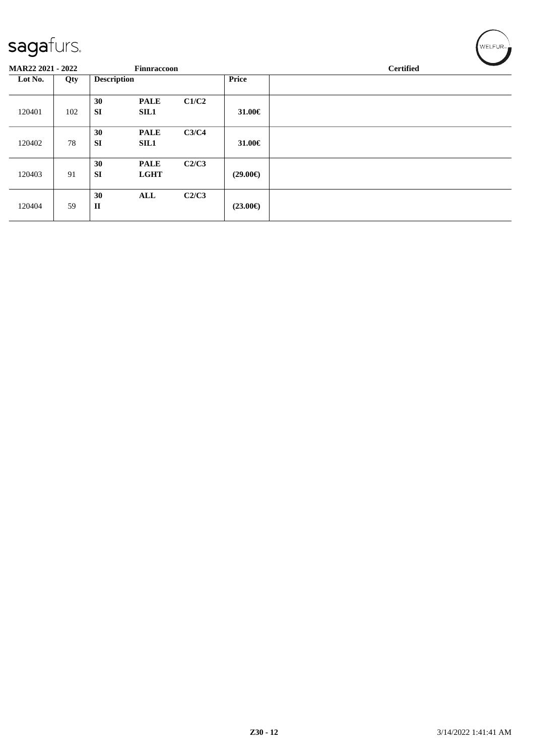**MAR22 2021 - 2022** **Finnraccoon** **Certified**

| Lot No. | Qty | Description | | | Price | |
|---|---|---|---|---|---|---|
| 120401 | 102 | **30** **SI** | **PALE** **SIL1** | **C1/C2** | **31.00€** | |
| 120402 | 78 | **30** **SI** | **PALE** **SIL1** | **C3/C4** | **31.00€** | |
| 120403 | 91 | **30** **SI** | **PALE** **LGHT** | **C2/C3** | **(29.00€)** | |
| 120404 | 59 | **30** **II** | **ALL** | **C2/C3** | **(23.00€)** | |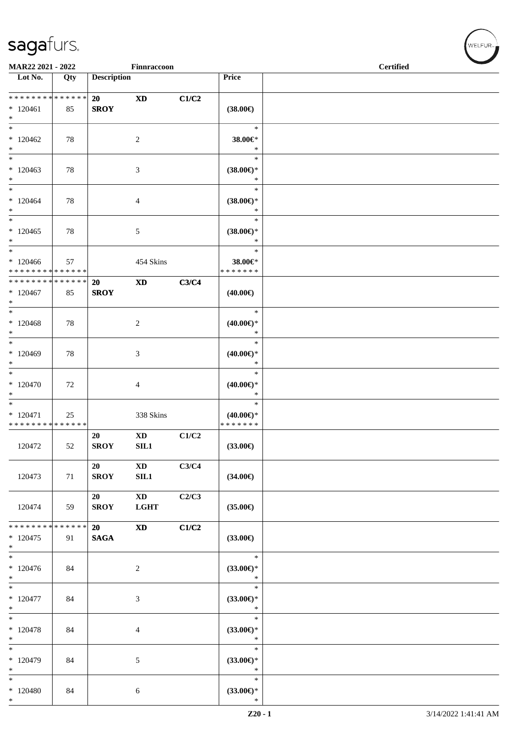**MAR22 2021 - 2022** **Finnraccoon** **Certified**

| Lot No. | Qty | Description | | | Price | |
|---|---|---|---|---|---|---|
| * * * * * * * * * * * * * * | | **20** | **XD** | **C1/C2** | | |
| * 120461 | 85 | **SROY** | | | **(38.00€)** | |
| * | | | | | | |
| * 120462 | 78 | | 2 | | **38.00€*** | |
| * 120463 | 78 | | 3 | | **(38.00€)*** | |
| * 120464 | 78 | | 4 | | **(38.00€)*** | |
| * 120465 | 78 | | 5 | | **(38.00€)*** | |
| * 120466 | 57 | | 454 Skins | | **38.00€*** | |
| * * * * * * * * * * * * * * | | | | | * * * * * * * | |
| * * * * * * * * * * * * * * | | **20** | **XD** | **C3/C4** | | |
| * 120467 | 85 | **SROY** | | | **(40.00€)** | |
| * 120468 | 78 | | 2 | | **(40.00€)*** | |
| * 120469 | 78 | | 3 | | **(40.00€)*** | |
| * 120470 | 72 | | 4 | | **(40.00€)*** | |
| * 120471 | 25 | | 338 Skins | | **(40.00€)*** | |
| * * * * * * * * * * * * * * | | | | | * * * * * * * | |
| 120472 | 52 | **20** **SROY** | **XD** **SIL1** | **C1/C2** | **(33.00€)** | |
| 120473 | 71 | **20** **SROY** | **XD** **SIL1** | **C3/C4** | **(34.00€)** | |
| 120474 | 59 | **20** **SROY** | **XD** **LGHT** | **C2/C3** | **(35.00€)** | |
| * * * * * * * * * * * * * * | | **20** | **XD** | **C1/C2** | | |
| * 120475 | 91 | **SAGA** | | | **(33.00€)** | |
| * 120476 | 84 | | 2 | | **(33.00€)*** | |
| * 120477 | 84 | | 3 | | **(33.00€)*** | |
| * 120478 | 84 | | 4 | | **(33.00€)*** | |
| * 120479 | 84 | | 5 | | **(33.00€)*** | |
| * 120480 | 84 | | 6 | | **(33.00€)*** | |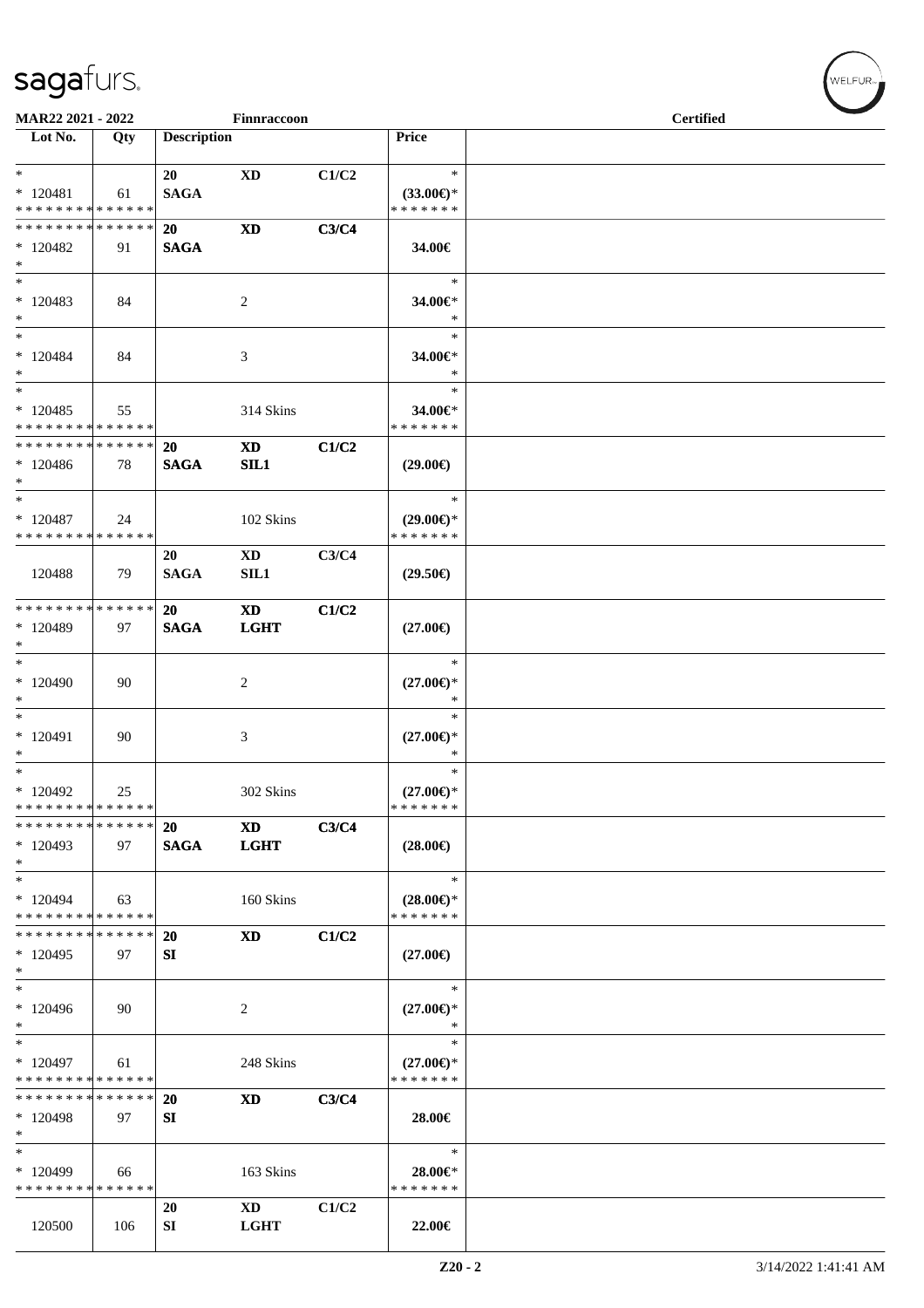MAR22 2021 - 2022 Finnraccoon Certified

| Lot No. | Qty | Description | | | Price | |
|---|---|---|---|---|---|---|
| * | | 20 | XD | C1/C2 | * | |
| * 120481 | 61 | SAGA | | | (33.00€)* | |
| * * * * * * * * * * * * * * | | | | | * * * * * * * | |
| * * * * * * * * * * * * * * | | 20 | XD | C3/C4 | | |
| * 120482 | 91 | SAGA | | | 34.00€ | |
| * | | | | | | |
| * | | | | | * | |
| * 120483 | 84 | | 2 | | 34.00€* | |
| * | | | | | * | |
| * | | | | | * | |
| * 120484 | 84 | | 3 | | 34.00€* | |
| * | | | | | * | |
| * | | | | | * | |
| * 120485 | 55 | | 314 Skins | | 34.00€* | |
| * * * * * * * * * * * * * * | | | | | * * * * * * * | |
| * * * * * * * * * * * * * * | | 20 | XD | C1/C2 | | |
| * 120486 | 78 | SAGA | SIL1 | | (29.00€) | |
| * | | | | | | |
| * | | | | | * | |
| * 120487 | 24 | | 102 Skins | | (29.00€)* | |
| * * * * * * * * * * * * * * | | | | | * * * * * * * | |
| | | 20 | XD | C3/C4 | | |
| 120488 | 79 | SAGA | SIL1 | | (29.50€) | |
| * * * * * * * * * * * * * * | | 20 | XD | C1/C2 | | |
| * 120489 | 97 | SAGA | LGHT | | (27.00€) | |
| * | | | | | | |
| * | | | | | * | |
| * 120490 | 90 | | 2 | | (27.00€)* | |
| * | | | | | * | |
| * | | | | | * | |
| * 120491 | 90 | | 3 | | (27.00€)* | |
| * | | | | | * | |
| * | | | | | * | |
| * 120492 | 25 | | 302 Skins | | (27.00€)* | |
| * * * * * * * * * * * * * * | | | | | * * * * * * * | |
| * * * * * * * * * * * * * * | | 20 | XD | C3/C4 | | |
| * 120493 | 97 | SAGA | LGHT | | (28.00€) | |
| * | | | | | | |
| * | | | | | * | |
| * 120494 | 63 | | 160 Skins | | (28.00€)* | |
| * * * * * * * * * * * * * * | | | | | * * * * * * * | |
| * * * * * * * * * * * * * * | | 20 | XD | C1/C2 | | |
| * 120495 | 97 | SI | | | (27.00€) | |
| * | | | | | | |
| * | | | | | * | |
| * 120496 | 90 | | 2 | | (27.00€)* | |
| * | | | | | * | |
| * | | | | | * | |
| * 120497 | 61 | | 248 Skins | | (27.00€)* | |
| * * * * * * * * * * * * * * | | | | | * * * * * * * | |
| * * * * * * * * * * * * * * | | 20 | XD | C3/C4 | | |
| * 120498 | 97 | SI | | | 28.00€ | |
| * | | | | | | |
| * | | | | | * | |
| * 120499 | 66 | | 163 Skins | | 28.00€* | |
| * * * * * * * * * * * * * * | | | | | * * * * * * * | |
| | | 20 | XD | C1/C2 | | |
| 120500 | 106 | SI | LGHT | | 22.00€ | |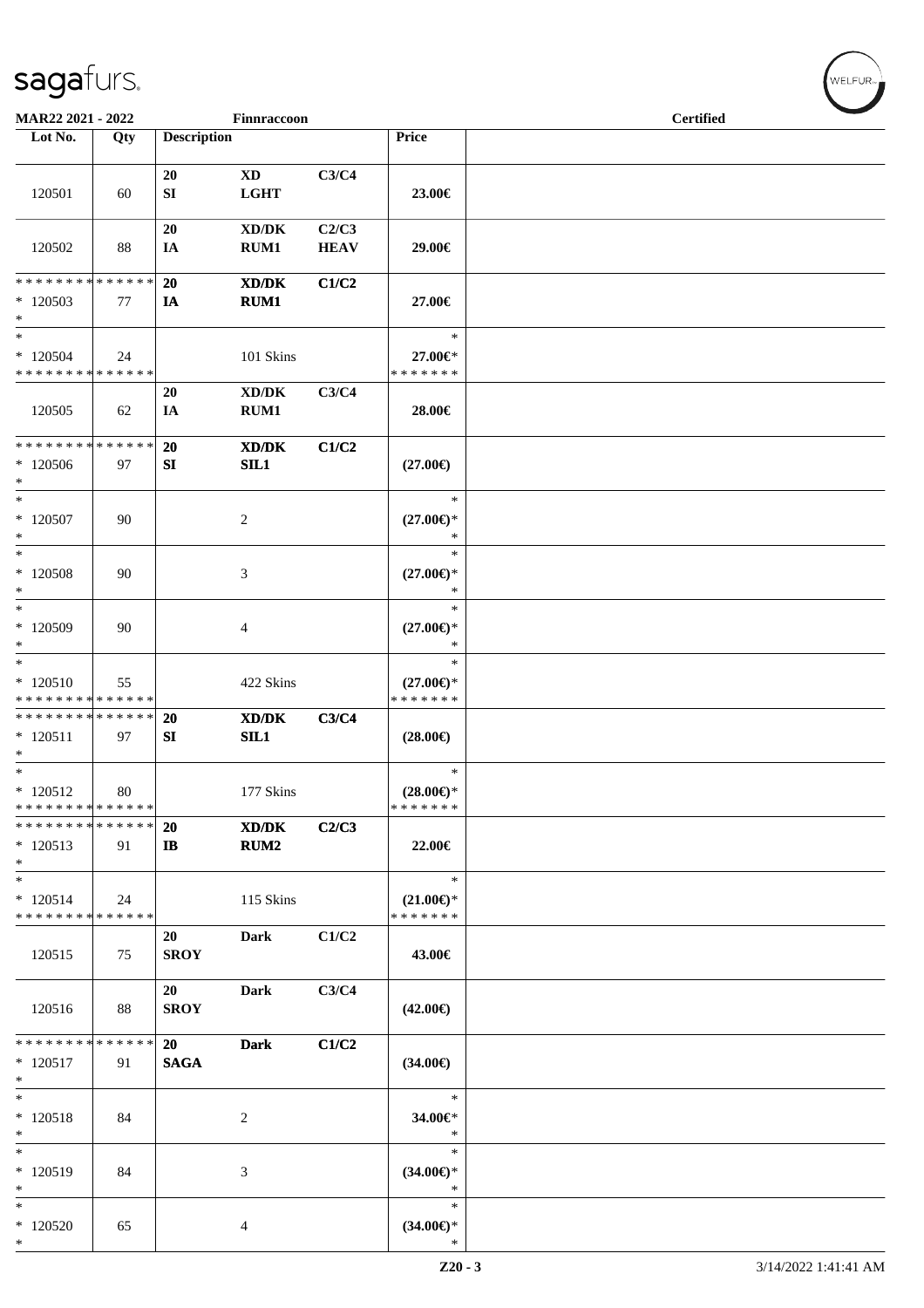**MAR22 2021 - 2022** **Finnraccoon** **Certified**

| Lot No. | Qty | Description | | | Price | |
|---|---|---|---|---|---|---|
| 120501 | 60 | 20 SI | XD LGHT | C3/C4 | 23.00€ | |
| 120502 | 88 | 20 IA | XD/DK RUM1 | C2/C3 HEAV | 29.00€ | |
| * * * * * * * * * * * * * * * 120503 * | 77 | 20 IA | XD/DK RUM1 | C1/C2 | 27.00€ | |
| * * 120504 * * * * * * * * * * * * * * | 24 | | 101 Skins | | * 27.00€* * * * * * * * | |
| 120505 | 62 | 20 IA | XD/DK RUM1 | C3/C4 | 28.00€ | |
| * * * * * * * * * * * * * * * 120506 * | 97 | 20 SI | XD/DK SIL1 | C1/C2 | (27.00€) | |
| * * 120507 * | 90 | | 2 | | * (27.00€)* * | |
| * * 120508 * | 90 | | 3 | | * (27.00€)* * | |
| * * 120509 * | 90 | | 4 | | * (27.00€)* * | |
| * * 120510 * * * * * * * * * * * * * * | 55 | | 422 Skins | | * (27.00€)* * * * * * * * | |
| * * * * * * * * * * * * * * * 120511 * | 97 | 20 SI | XD/DK SIL1 | C3/C4 | (28.00€) | |
| * * 120512 * * * * * * * * * * * * * * | 80 | | 177 Skins | | * (28.00€)* * * * * * * * | |
| * * * * * * * * * * * * * * * 120513 * | 91 | 20 IB | XD/DK RUM2 | C2/C3 | 22.00€ | |
| * * 120514 * * * * * * * * * * * * * * | 24 | | 115 Skins | | * (21.00€)* * * * * * * * | |
| 120515 | 75 | 20 SROY | Dark | C1/C2 | 43.00€ | |
| 120516 | 88 | 20 SROY | Dark | C3/C4 | (42.00€) | |
| * * * * * * * * * * * * * * * 120517 * | 91 | 20 SAGA | Dark | C1/C2 | (34.00€) | |
| * * 120518 * | 84 | | 2 | | * 34.00€* * | |
| * * 120519 * | 84 | | 3 | | * (34.00€)* * | |
| * * 120520 * | 65 | | 4 | | * (34.00€)* * | |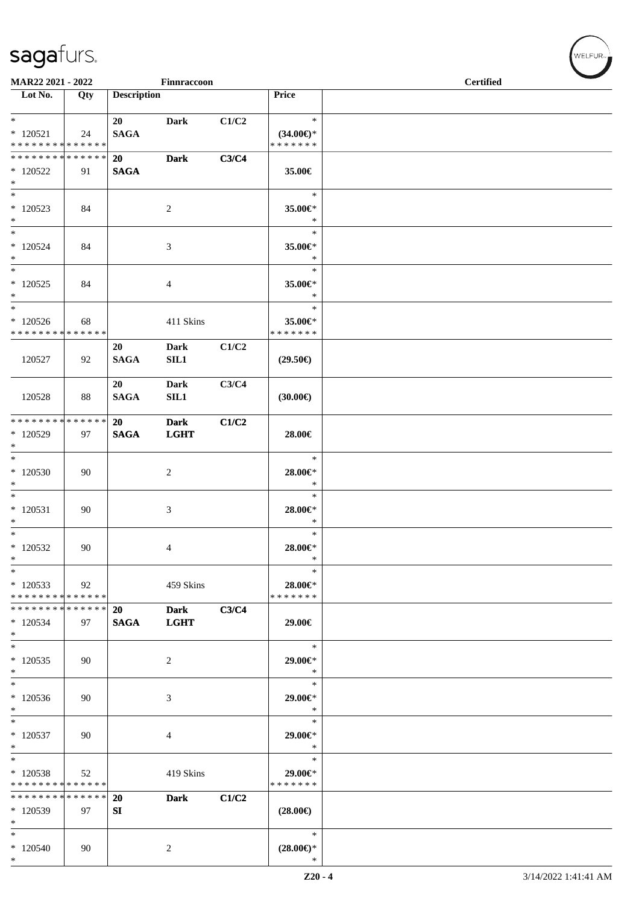| Lot No. | Qty | Description | | | Price | |
|---|---|---|---|---|---|---|
| * <br> * 120521 <br> * * * * * * * * * * * * * * | 24 | 20 <br> SAGA | Dark | C1/C2 | * <br> (34.00€)* <br> * * * * * * * | |
| * * * * * * * * * * * * * * <br> * 120522 <br> * | 91 | 20 <br> SAGA | Dark | C3/C4 | 35.00€ | |
| * <br> * 120523 <br> * | 84 | | 2 | | * <br> 35.00€* <br> * | |
| * <br> * 120524 <br> * | 84 | | 3 | | * <br> 35.00€* <br> * | |
| * <br> * 120525 <br> * | 84 | | 4 | | * <br> 35.00€* <br> * | |
| * <br> * 120526 <br> * * * * * * * * * * * * * * | 68 | | 411 Skins | | * <br> 35.00€* <br> * * * * * * * | |
| 120527 | 92 | 20 <br> SAGA | Dark <br> SIL1 | C1/C2 | (29.50€) | |
| 120528 | 88 | 20 <br> SAGA | Dark <br> SIL1 | C3/C4 | (30.00€) | |
| * * * * * * * * * * * * * * <br> * 120529 <br> * | 97 | 20 <br> SAGA | Dark <br> LGHT | C1/C2 | 28.00€ | |
| * <br> * 120530 <br> * | 90 | | 2 | | * <br> 28.00€* <br> * | |
| * <br> * 120531 <br> * | 90 | | 3 | | * <br> 28.00€* <br> * | |
| * <br> * 120532 <br> * | 90 | | 4 | | * <br> 28.00€* <br> * | |
| * <br> * 120533 <br> * * * * * * * * * * * * * * | 92 | | 459 Skins | | * <br> 28.00€* <br> * * * * * * * | |
| * * * * * * * * * * * * * * <br> * 120534 <br> * | 97 | 20 <br> SAGA | Dark <br> LGHT | C3/C4 | 29.00€ | |
| * <br> * 120535 <br> * | 90 | | 2 | | * <br> 29.00€* <br> * | |
| * <br> * 120536 <br> * | 90 | | 3 | | * <br> 29.00€* <br> * | |
| * <br> * 120537 <br> * | 90 | | 4 | | * <br> 29.00€* <br> * | |
| * <br> * 120538 <br> * * * * * * * * * * * * * * | 52 | | 419 Skins | | * <br> 29.00€* <br> * * * * * * * | |
| * * * * * * * * * * * * * * <br> * 120539 <br> * | 97 | 20 <br> SI | Dark | C1/C2 | (28.00€) | |
| * <br> * 120540 <br> * | 90 | | 2 | | * <br> (28.00€)* <br> * | |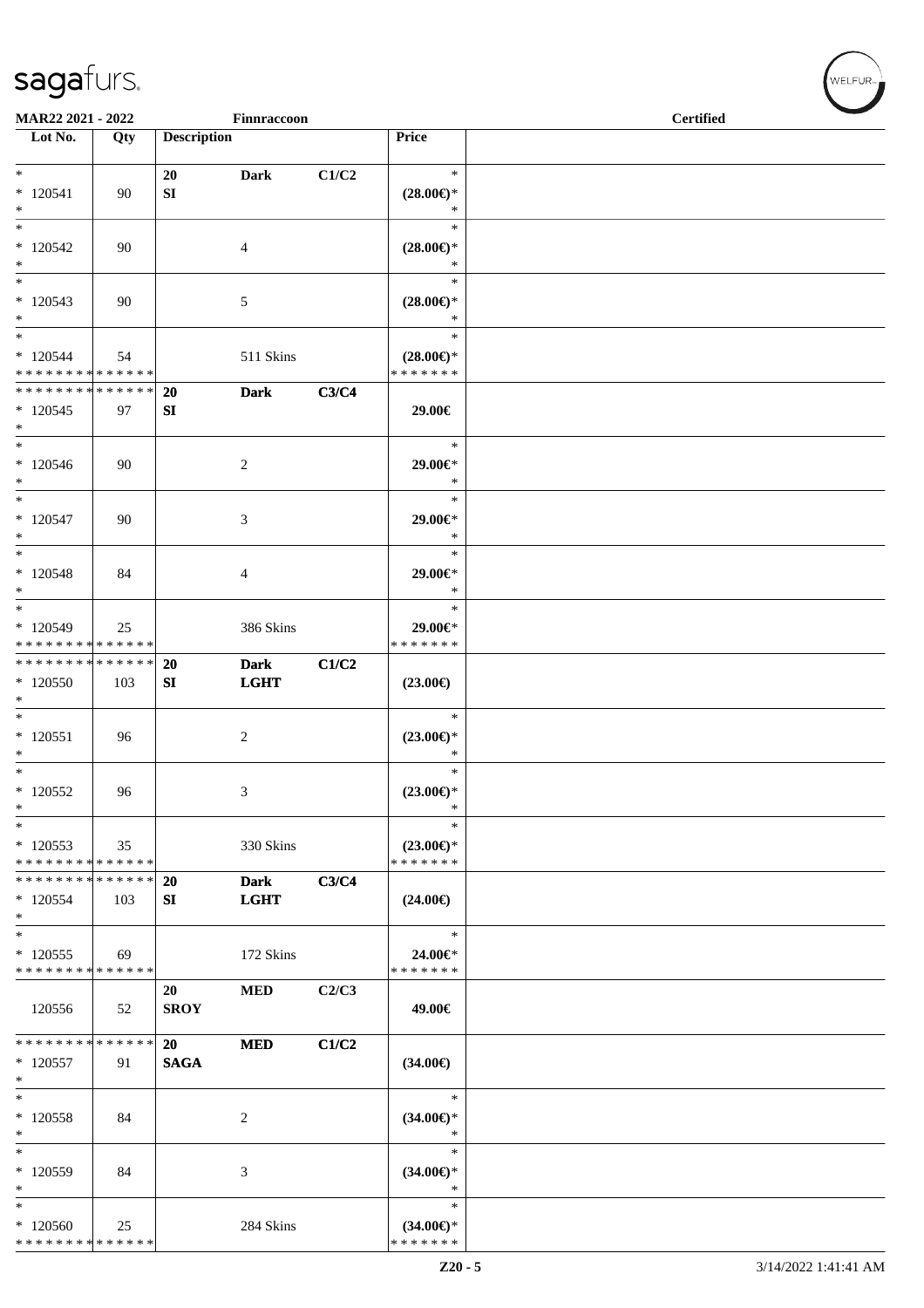| Lot No. | Qty | Description | | | Price | |
|---|---|---|---|---|---|---|
| * | | 20 | Dark | C1/C2 | * | |
| * 120541 | 90 | SI | | | (28.00€)* | |
| * | | | | | * | |
| * | | | | | * | |
| * 120542 | 90 | | 4 | | (28.00€)* | |
| * | | | | | * | |
| * | | | | | * | |
| * 120543 | 90 | | 5 | | (28.00€)* | |
| * | | | | | * | |
| * | | | | | * | |
| * 120544 | 54 | | 511 Skins | | (28.00€)* | |
| * * * * * * * * * * * * * * | | | | | * * * * * * * | |
| * * * * * * * * * * * * * * | | 20 | Dark | C3/C4 | | |
| * 120545 | 97 | SI | | | 29.00€ | |
| * | | | | | | |
| * | | | | | * | |
| * 120546 | 90 | | 2 | | 29.00€* | |
| * | | | | | * | |
| * | | | | | * | |
| * 120547 | 90 | | 3 | | 29.00€* | |
| * | | | | | * | |
| * | | | | | * | |
| * 120548 | 84 | | 4 | | 29.00€* | |
| * | | | | | * | |
| * | | | | | * | |
| * 120549 | 25 | | 386 Skins | | 29.00€* | |
| * * * * * * * * * * * * * * | | | | | * * * * * * * | |
| * * * * * * * * * * * * * * | | 20 | Dark | C1/C2 | | |
| * 120550 | 103 | SI | LGHT | | (23.00€) | |
| * | | | | | | |
| * | | | | | * | |
| * 120551 | 96 | | 2 | | (23.00€)* | |
| * | | | | | * | |
| * | | | | | * | |
| * 120552 | 96 | | 3 | | (23.00€)* | |
| * | | | | | * | |
| * | | | | | * | |
| * 120553 | 35 | | 330 Skins | | (23.00€)* | |
| * * * * * * * * * * * * * * | | | | | * * * * * * * | |
| * * * * * * * * * * * * * * | | 20 | Dark | C3/C4 | | |
| * 120554 | 103 | SI | LGHT | | (24.00€) | |
| * | | | | | | |
| * | | | | | * | |
| * 120555 | 69 | | 172 Skins | | 24.00€* | |
| * * * * * * * * * * * * * * | | | | | * * * * * * * | |
| | | 20 | MED | C2/C3 | | |
| 120556 | 52 | SROY | | | 49.00€ | |
| * * * * * * * * * * * * * * | | 20 | MED | C1/C2 | | |
| * 120557 | 91 | SAGA | | | (34.00€) | |
| * | | | | | | |
| * | | | | | * | |
| * 120558 | 84 | | 2 | | (34.00€)* | |
| * | | | | | * | |
| * | | | | | * | |
| * 120559 | 84 | | 3 | | (34.00€)* | |
| * | | | | | * | |
| * | | | | | * | |
| * 120560 | 25 | | 284 Skins | | (34.00€)* | |
| * * * * * * * * * * * * * * | | | | | * * * * * * * | |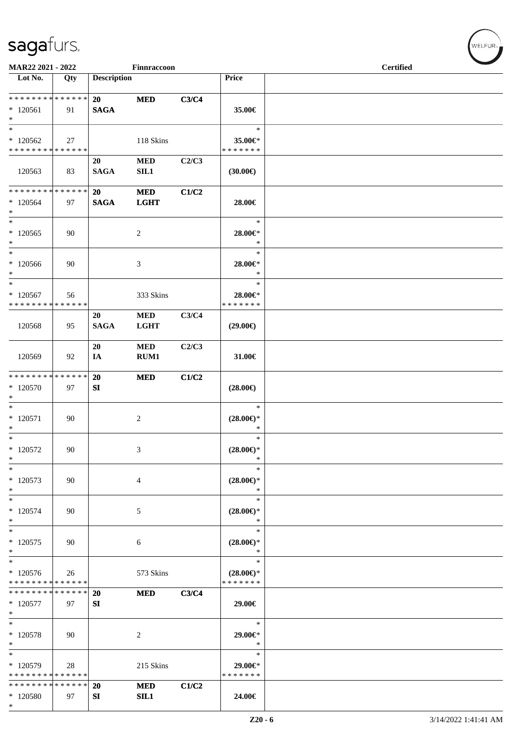**MAR22 2021 - 2022** Finnraccoon **Certified**

| Lot No. | Qty | Description | | | Price | |
|---|---|---|---|---|---|---|
| * * * * * * * * * * * * * * | | 20 | MED | C3/C4 | | |
| * 120561 | 91 | SAGA | | | 35.00€ | |
| * | | | | | | |
| * | | | | | * | |
| * 120562 | 27 | | 118 Skins | | 35.00€* | |
| * * * * * * * * * * * * * * | | | | | * * * * * * * | |
| | | 20 | MED | C2/C3 | | |
| 120563 | 83 | SAGA | SIL1 | | (30.00€) | |
| * * * * * * * * * * * * * * | | 20 | MED | C1/C2 | | |
| * 120564 | 97 | SAGA | LGHT | | 28.00€ | |
| * | | | | | | |
| * | | | | | * | |
| * 120565 | 90 | | 2 | | 28.00€* | |
| * | | | | | * | |
| * | | | | | * | |
| * 120566 | 90 | | 3 | | 28.00€* | |
| * | | | | | * | |
| * | | | | | * | |
| * 120567 | 56 | | 333 Skins | | 28.00€* | |
| * * * * * * * * * * * * * * | | | | | * * * * * * * | |
| | | 20 | MED | C3/C4 | | |
| 120568 | 95 | SAGA | LGHT | | (29.00€) | |
| | | 20 | MED | C2/C3 | | |
| 120569 | 92 | IA | RUM1 | | 31.00€ | |
| * * * * * * * * * * * * * * | | 20 | MED | C1/C2 | | |
| * 120570 | 97 | SI | | | (28.00€) | |
| * | | | | | | |
| * | | | | | * | |
| * 120571 | 90 | | 2 | | (28.00€)* | |
| * | | | | | * | |
| * | | | | | * | |
| * 120572 | 90 | | 3 | | (28.00€)* | |
| * | | | | | * | |
| * | | | | | * | |
| * 120573 | 90 | | 4 | | (28.00€)* | |
| * | | | | | * | |
| * | | | | | * | |
| * 120574 | 90 | | 5 | | (28.00€)* | |
| * | | | | | * | |
| * | | | | | * | |
| * 120575 | 90 | | 6 | | (28.00€)* | |
| * | | | | | * | |
| * | | | | | * | |
| * 120576 | 26 | | 573 Skins | | (28.00€)* | |
| * * * * * * * * * * * * * * | | | | | * * * * * * * | |
| * * * * * * * * * * * * * * | | 20 | MED | C3/C4 | | |
| * 120577 | 97 | SI | | | 29.00€ | |
| * | | | | | | |
| * | | | | | * | |
| * 120578 | 90 | | 2 | | 29.00€* | |
| * | | | | | * | |
| * | | | | | * | |
| * 120579 | 28 | | 215 Skins | | 29.00€* | |
| * * * * * * * * * * * * * * | | | | | * * * * * * * | |
| * * * * * * * * * * * * * * | | 20 | MED | C1/C2 | | |
| * 120580 | 97 | SI | SIL1 | | 24.00€ | |
| * | | | | | | |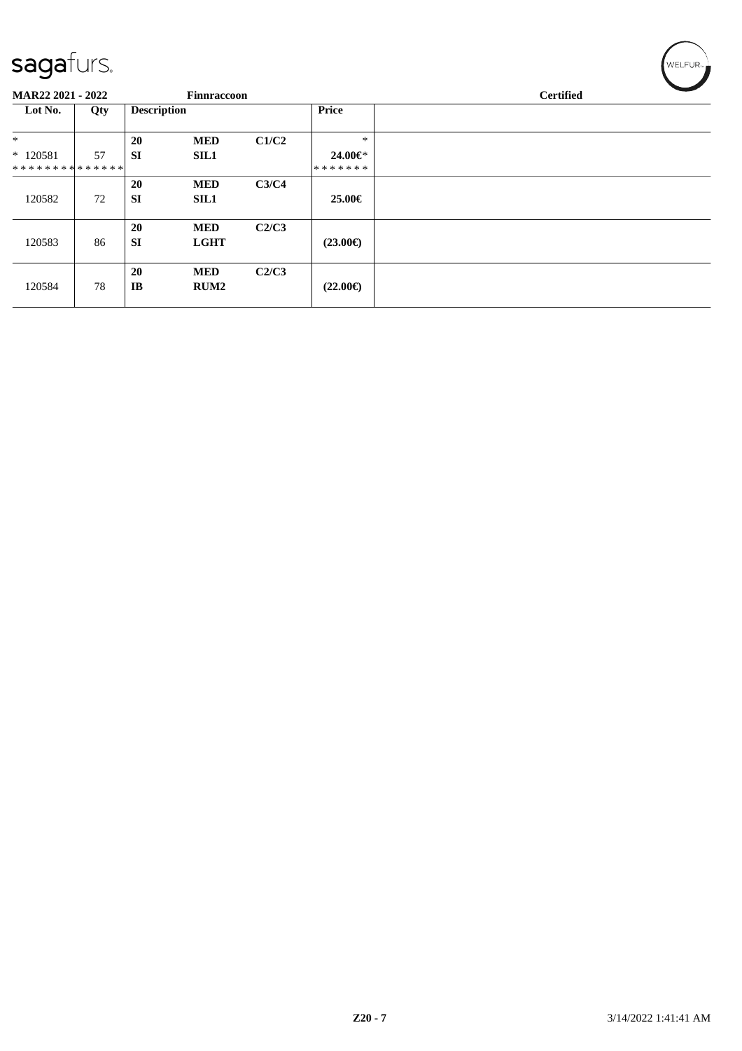**MAR22 2021 - 2022** | **Finnraccoon** | **Certified**

| Lot No. | Qty | Description | | | Price | |
|---|---|---|---|---|---|---|
| * | | 20 | MED | C1/C2 | * | |
| * 120581 | 57 | SI | SIL1 | | 24.00€* | |
| ************** | | | | | ******* | |
| 120582 | 72 | 20<br>SI | MED<br>SIL1 | C3/C4 | 25.00€ | |
| 120583 | 86 | 20<br>SI | MED<br>LGHT | C2/C3 | (23.00€) | |
| 120584 | 78 | 20<br>IB | MED<br>RUM2 | C2/C3 | (22.00€) | |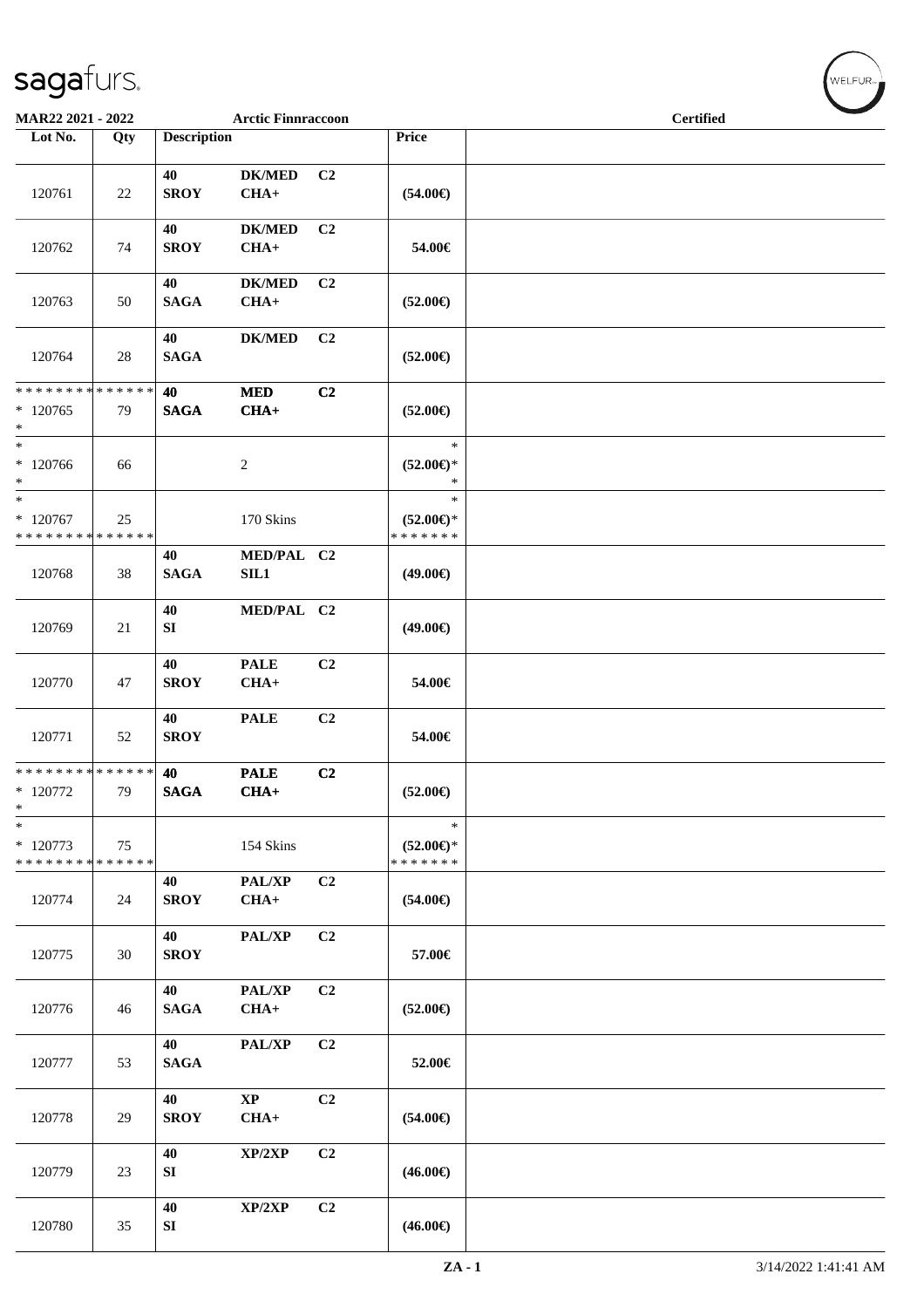**MAR22 2021 - 2022** **Arctic Finnraccoon** **Certified**

| Lot No. | Qty | Description | | | Price | |
|---|---|---|---|---|---|---|
| 120761 | 22 | 40 SROY | DK/MED CHA+ | C2 | (54.00€) | |
| 120762 | 74 | 40 SROY | DK/MED CHA+ | C2 | 54.00€ | |
| 120763 | 50 | 40 SAGA | DK/MED CHA+ | C2 | (52.00€) | |
| 120764 | 28 | 40 SAGA | DK/MED | C2 | (52.00€) | |
| * * * * * * * * * * * * * * * 120765 * | 79 | 40 SAGA | MED CHA+ | C2 | (52.00€) | |
| * * 120766 * | 66 | | 2 | | * (52.00€)* * | |
| * * 120767 * * * * * * * * * * * * * * | 25 | | 170 Skins | | * (52.00€)* * * * * * * * | |
| 120768 | 38 | 40 SAGA | MED/PAL SIL1 | C2 | (49.00€) | |
| 120769 | 21 | 40 SI | MED/PAL | C2 | (49.00€) | |
| 120770 | 47 | 40 SROY | PALE CHA+ | C2 | 54.00€ | |
| 120771 | 52 | 40 SROY | PALE | C2 | 54.00€ | |
| * * * * * * * * * * * * * * * 120772 * | 79 | 40 SAGA | PALE CHA+ | C2 | (52.00€) | |
| * * 120773 * * * * * * * * * * * * * * | 75 | | 154 Skins | | * (52.00€)* * * * * * * * | |
| 120774 | 24 | 40 SROY | PAL/XP CHA+ | C2 | (54.00€) | |
| 120775 | 30 | 40 SROY | PAL/XP | C2 | 57.00€ | |
| 120776 | 46 | 40 SAGA | PAL/XP CHA+ | C2 | (52.00€) | |
| 120777 | 53 | 40 SAGA | PAL/XP | C2 | 52.00€ | |
| 120778 | 29 | 40 SROY | XP CHA+ | C2 | (54.00€) | |
| 120779 | 23 | 40 SI | XP/2XP | C2 | (46.00€) | |
| 120780 | 35 | 40 SI | XP/2XP | C2 | (46.00€) | |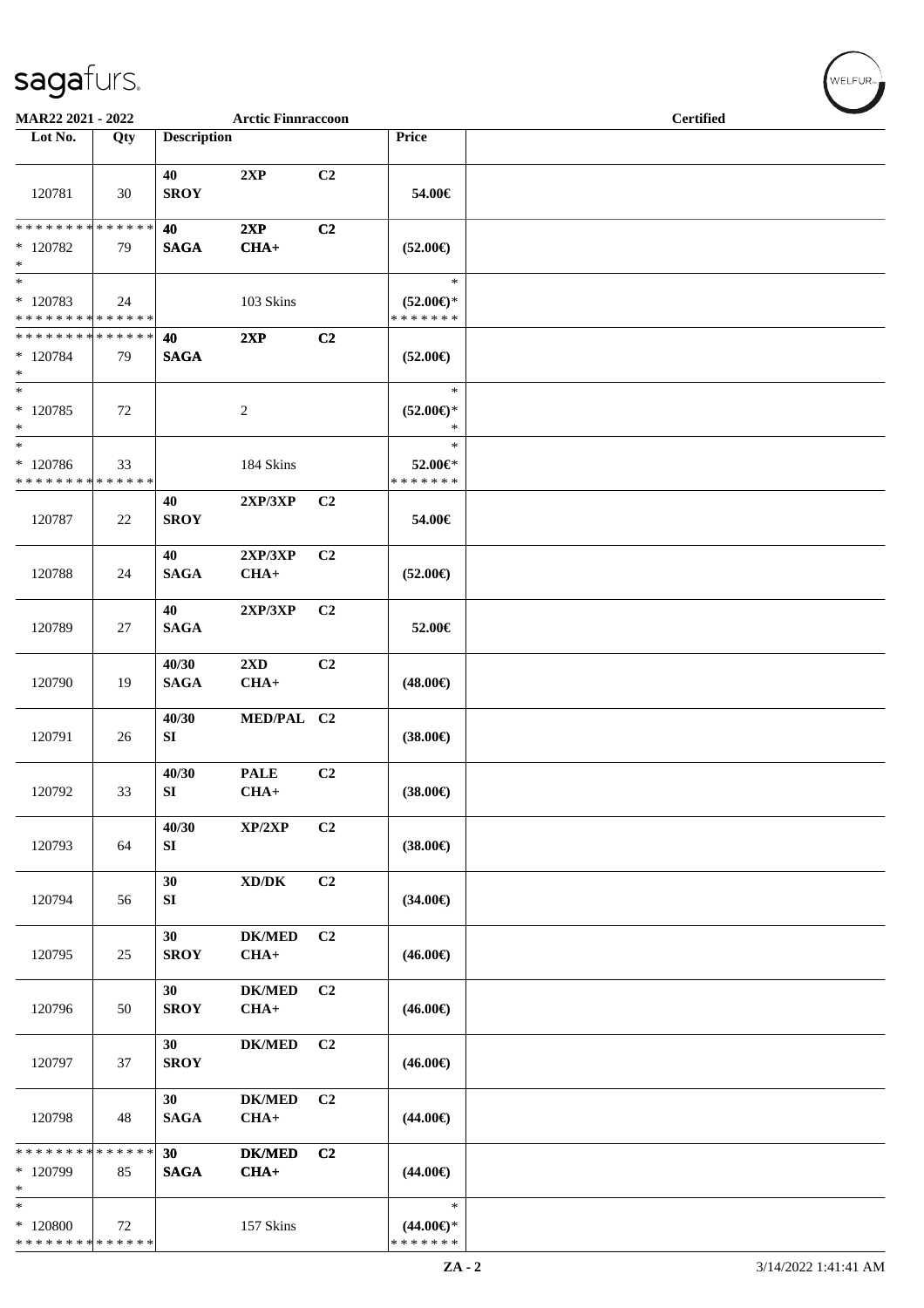# sagafurs.

**MAR22 2021 - 2022** | **Arctic Finnraccoon** | **Certified**

| Lot No. | Qty | Description | | | Price | |
|---|---|---|---|---|---|---|
| 120781 | 30 | 40 SROY | 2XP | C2 | 54.00€ | |
| * * * * * * * * * * * * * * * * 120782 * | 79 | 40 SAGA | 2XP CHA+ | C2 | (52.00€) | |
| * * 120783 * * * * * * * * * * * * * * | 24 | | 103 Skins | | * (52.00€)* * * * * * * * | |
| * * * * * * * * * * * * * * * * 120784 * | 79 | 40 SAGA | 2XP | C2 | (52.00€) | |
| * * 120785 * | 72 | | 2 | | * (52.00€)* * | |
| * * 120786 * * * * * * * * * * * * * * | 33 | | 184 Skins | | * 52.00€* * * * * * * * | |
| 120787 | 22 | 40 SROY | 2XP/3XP | C2 | 54.00€ | |
| 120788 | 24 | 40 SAGA | 2XP/3XP CHA+ | C2 | (52.00€) | |
| 120789 | 27 | 40 SAGA | 2XP/3XP | C2 | 52.00€ | |
| 120790 | 19 | 40/30 SAGA | 2XD CHA+ | C2 | (48.00€) | |
| 120791 | 26 | 40/30 SI | MED/PAL | C2 | (38.00€) | |
| 120792 | 33 | 40/30 SI | PALE CHA+ | C2 | (38.00€) | |
| 120793 | 64 | 40/30 SI | XP/2XP | C2 | (38.00€) | |
| 120794 | 56 | 30 SI | XD/DK | C2 | (34.00€) | |
| 120795 | 25 | 30 SROY | DK/MED CHA+ | C2 | (46.00€) | |
| 120796 | 50 | 30 SROY | DK/MED CHA+ | C2 | (46.00€) | |
| 120797 | 37 | 30 SROY | DK/MED | C2 | (46.00€) | |
| 120798 | 48 | 30 SAGA | DK/MED CHA+ | C2 | (44.00€) | |
| * * * * * * * * * * * * * * * * 120799 * | 85 | 30 SAGA | DK/MED CHA+ | C2 | (44.00€) | |
| * * 120800 * * * * * * * * * * * * * * | 72 | | 157 Skins | | * (44.00€)* * * * * * * * | |

ZA - 2 | 3/14/2022 1:41:41 AM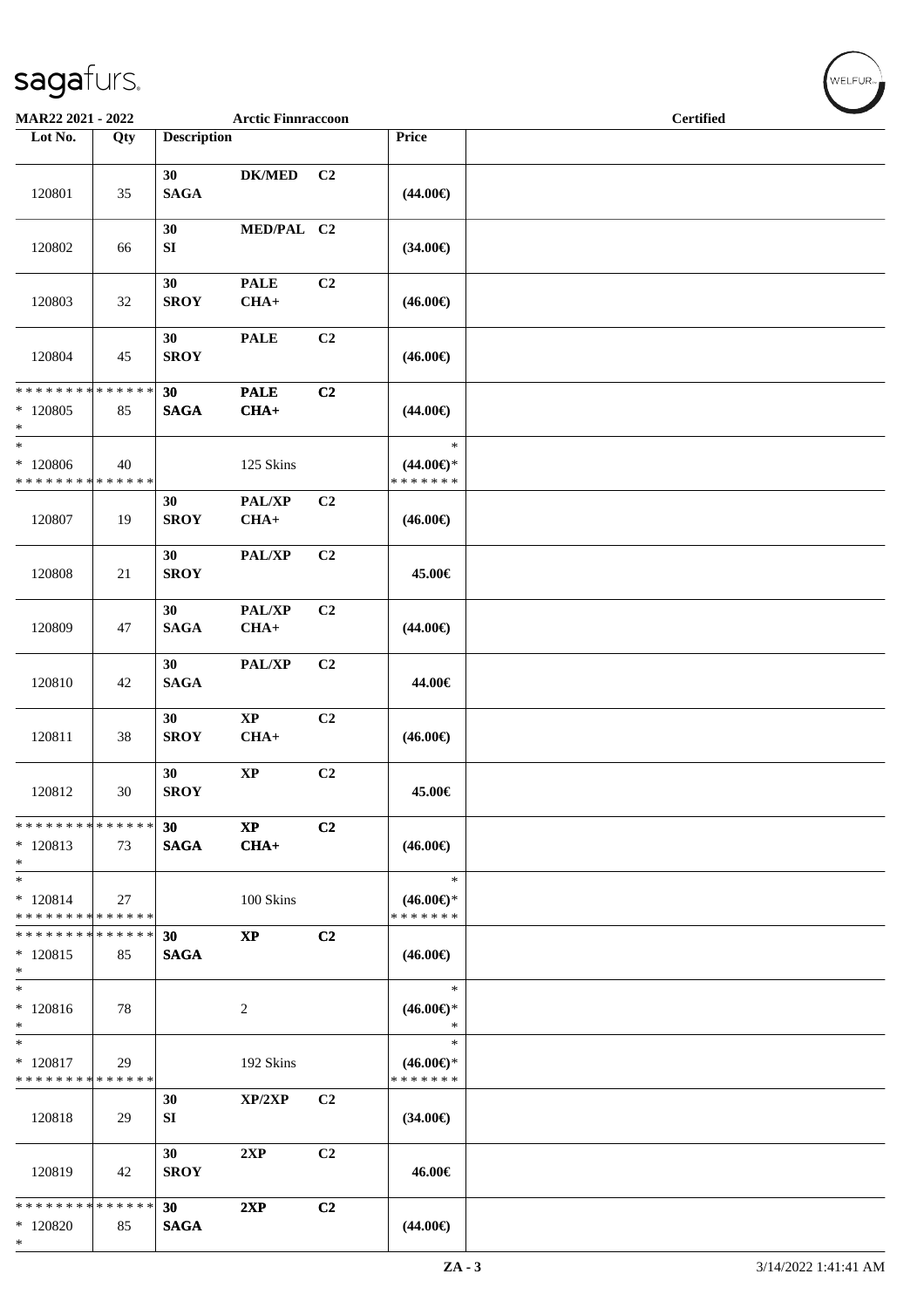MAR22 2021 - 2022 — Arctic Finnraccoon — Certified

| Lot No. | Qty | Description | | | Price | |
|---|---|---|---|---|---|---|
| 120801 | 35 | 30 SAGA | DK/MED | C2 | (44.00€) | |
| 120802 | 66 | 30 SI | MED/PAL | C2 | (34.00€) | |
| 120803 | 32 | 30 SROY | PALE CHA+ | C2 | (46.00€) | |
| 120804 | 45 | 30 SROY | PALE | C2 | (46.00€) | |
| * * * * * * * * * * * * * * * 120805 * | 85 | 30 SAGA | PALE CHA+ | C2 | (44.00€) | |
| * * 120806 * * * * * * * * * * * * * * | 40 | | 125 Skins | | * (44.00€)* * * * * * * * | |
| 120807 | 19 | 30 SROY | PAL/XP CHA+ | C2 | (46.00€) | |
| 120808 | 21 | 30 SROY | PAL/XP | C2 | 45.00€ | |
| 120809 | 47 | 30 SAGA | PAL/XP CHA+ | C2 | (44.00€) | |
| 120810 | 42 | 30 SAGA | PAL/XP | C2 | 44.00€ | |
| 120811 | 38 | 30 SROY | XP CHA+ | C2 | (46.00€) | |
| 120812 | 30 | 30 SROY | XP | C2 | 45.00€ | |
| * * * * * * * * * * * * * * * 120813 * | 73 | 30 SAGA | XP CHA+ | C2 | (46.00€) | |
| * * 120814 * * * * * * * * * * * * * * | 27 | | 100 Skins | | * (46.00€)* * * * * * * * | |
| * * * * * * * * * * * * * * * 120815 * | 85 | 30 SAGA | XP | C2 | (46.00€) | |
| * * 120816 * | 78 | | 2 | | * (46.00€)* * | |
| * * 120817 * * * * * * * * * * * * * * | 29 | | 192 Skins | | * (46.00€)* * * * * * * * | |
| 120818 | 29 | 30 SI | XP/2XP | C2 | (34.00€) | |
| 120819 | 42 | 30 SROY | 2XP | C2 | 46.00€ | |
| * * * * * * * * * * * * * * * 120820 * | 85 | 30 SAGA | 2XP | C2 | (44.00€) | |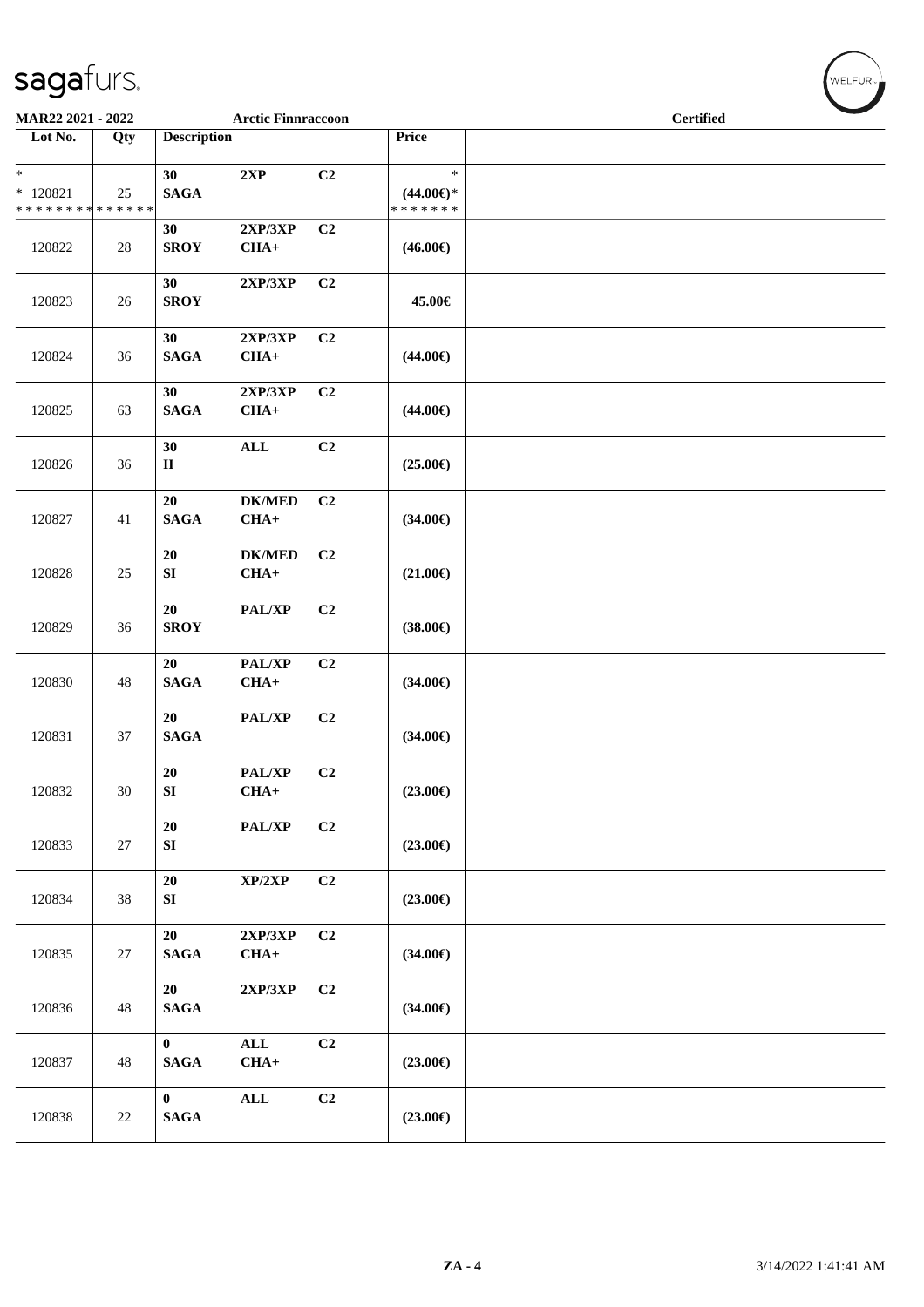sagafurs.

MAR22 2021 - 2022 | Arctic Finnraccoon | Certified

| Lot No. | Qty | Description | | | Price | |
|---|---|---|---|---|---|---|
| * <br> * 120821 <br> * * * * * * * * * * * * * * | 25 | 30 <br> SAGA | 2XP | C2 | * <br> (44.00€)* <br> * * * * * * * | |
| 120822 | 28 | 30 <br> SROY | 2XP/3XP <br> CHA+ | C2 | (46.00€) | |
| 120823 | 26 | 30 <br> SROY | 2XP/3XP | C2 | 45.00€ | |
| 120824 | 36 | 30 <br> SAGA | 2XP/3XP <br> CHA+ | C2 | (44.00€) | |
| 120825 | 63 | 30 <br> SAGA | 2XP/3XP <br> CHA+ | C2 | (44.00€) | |
| 120826 | 36 | 30 <br> II | ALL | C2 | (25.00€) | |
| 120827 | 41 | 20 <br> SAGA | DK/MED <br> CHA+ | C2 | (34.00€) | |
| 120828 | 25 | 20 <br> SI | DK/MED <br> CHA+ | C2 | (21.00€) | |
| 120829 | 36 | 20 <br> SROY | PAL/XP | C2 | (38.00€) | |
| 120830 | 48 | 20 <br> SAGA | PAL/XP <br> CHA+ | C2 | (34.00€) | |
| 120831 | 37 | 20 <br> SAGA | PAL/XP | C2 | (34.00€) | |
| 120832 | 30 | 20 <br> SI | PAL/XP <br> CHA+ | C2 | (23.00€) | |
| 120833 | 27 | 20 <br> SI | PAL/XP | C2 | (23.00€) | |
| 120834 | 38 | 20 <br> SI | XP/2XP | C2 | (23.00€) | |
| 120835 | 27 | 20 <br> SAGA | 2XP/3XP <br> CHA+ | C2 | (34.00€) | |
| 120836 | 48 | 20 <br> SAGA | 2XP/3XP | C2 | (34.00€) | |
| 120837 | 48 | 0 <br> SAGA | ALL <br> CHA+ | C2 | (23.00€) | |
| 120838 | 22 | 0 <br> SAGA | ALL | C2 | (23.00€) | |

ZA - 4 | 3/14/2022 1:41:41 AM